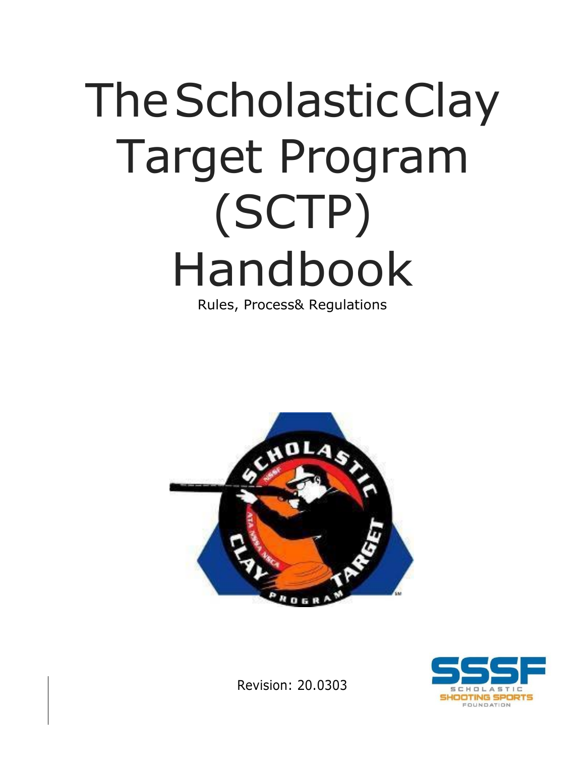# The Scholastic Clay Target Program (SCTP) Handbook

Rules, Process& Regulations

Revision: 20.0303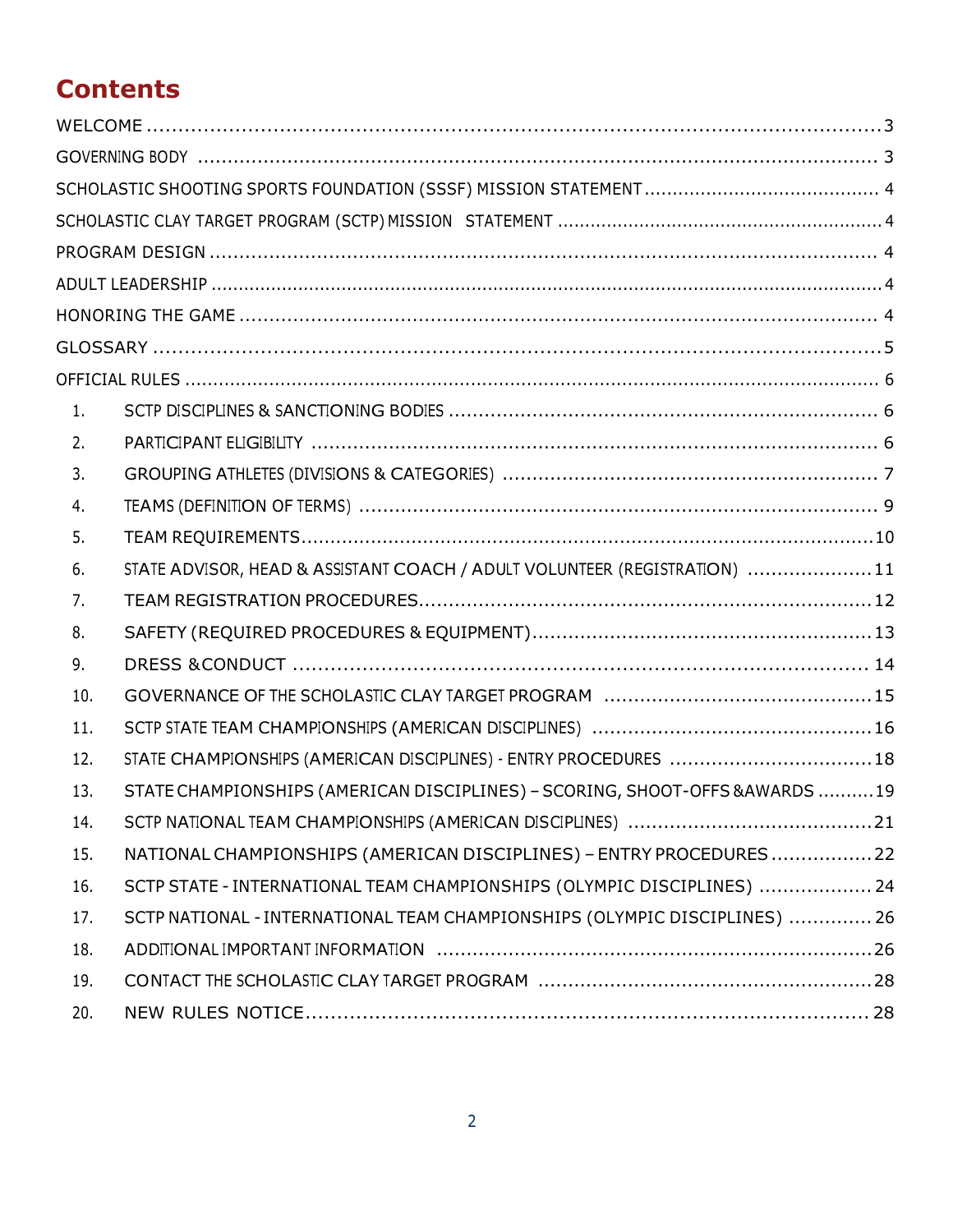# Contents

WELCOME ........................................................................................................ 3

GOVERNING BODY ........................................................................................................ 3

SCHOLASTIC SHOOTING SPORTS FOUNDATION (SSSF) MISSION STATEMENT ........................................ 4

SCHOLASTIC CLAY TARGET PROGRAM (SCTP) MISSION STATEMENT ........................................................ 4

PROGRAM DESIGN ........................................................................................................ 4

ADULT LEADERSHIP ........................................................................................................ 4

HONORING THE GAME ........................................................................................................ 4

GLOSSARY ........................................................................................................ 5

OFFICIAL RULES ........................................................................................................ 6

1. SCTP DISCIPLINES & SANCTIONING BODIES ........................................................................ 6
2. PARTICIPANT ELIGIBILITY ........................................................................ 6
3. GROUPING ATHLETES (DIVISIONS & CATEGORIES) ........................................................................ 7
4. TEAMS (DEFINITION OF TERMS) ........................................................................ 9
5. TEAM REQUIREMENTS ........................................................................ 10
6. STATE ADVISOR, HEAD & ASSISTANT COACH / ADULT VOLUNTEER (REGISTRATION) ..................... 11
7. TEAM REGISTRATION PROCEDURES ........................................................................ 12
8. SAFETY (REQUIRED PROCEDURES & EQUIPMENT) ........................................................................ 13
9. DRESS & CONDUCT ........................................................................ 14
10. GOVERNANCE OF THE SCHOLASTIC CLAY TARGET PROGRAM ........................................................................ 15
11. SCTP STATE TEAM CHAMPIONSHIPS (AMERICAN DISCIPLINES) ........................................................................ 16
12. STATE CHAMPIONSHIPS (AMERICAN DISCIPLINES) - ENTRY PROCEDURES ........................................................................ 18
13. STATE CHAMPIONSHIPS (AMERICAN DISCIPLINES) – SCORING, SHOOT-OFFS & AWARDS .......... 19
14. SCTP NATIONAL TEAM CHAMPIONSHIPS (AMERICAN DISCIPLINES) ........................................................................ 21
15. NATIONAL CHAMPIONSHIPS (AMERICAN DISCIPLINES) – ENTRY PROCEDURES ................. 22
16. SCTP STATE - INTERNATIONAL TEAM CHAMPIONSHIPS (OLYMPIC DISCIPLINES) ................... 24
17. SCTP NATIONAL - INTERNATIONAL TEAM CHAMPIONSHIPS (OLYMPIC DISCIPLINES) .............. 26
18. ADDITIONAL IMPORTANT INFORMATION ........................................................................ 26
19. CONTACT THE SCHOLASTIC CLAY TARGET PROGRAM ........................................................................ 28
20. NEW RULES NOTICE ........................................................................ 28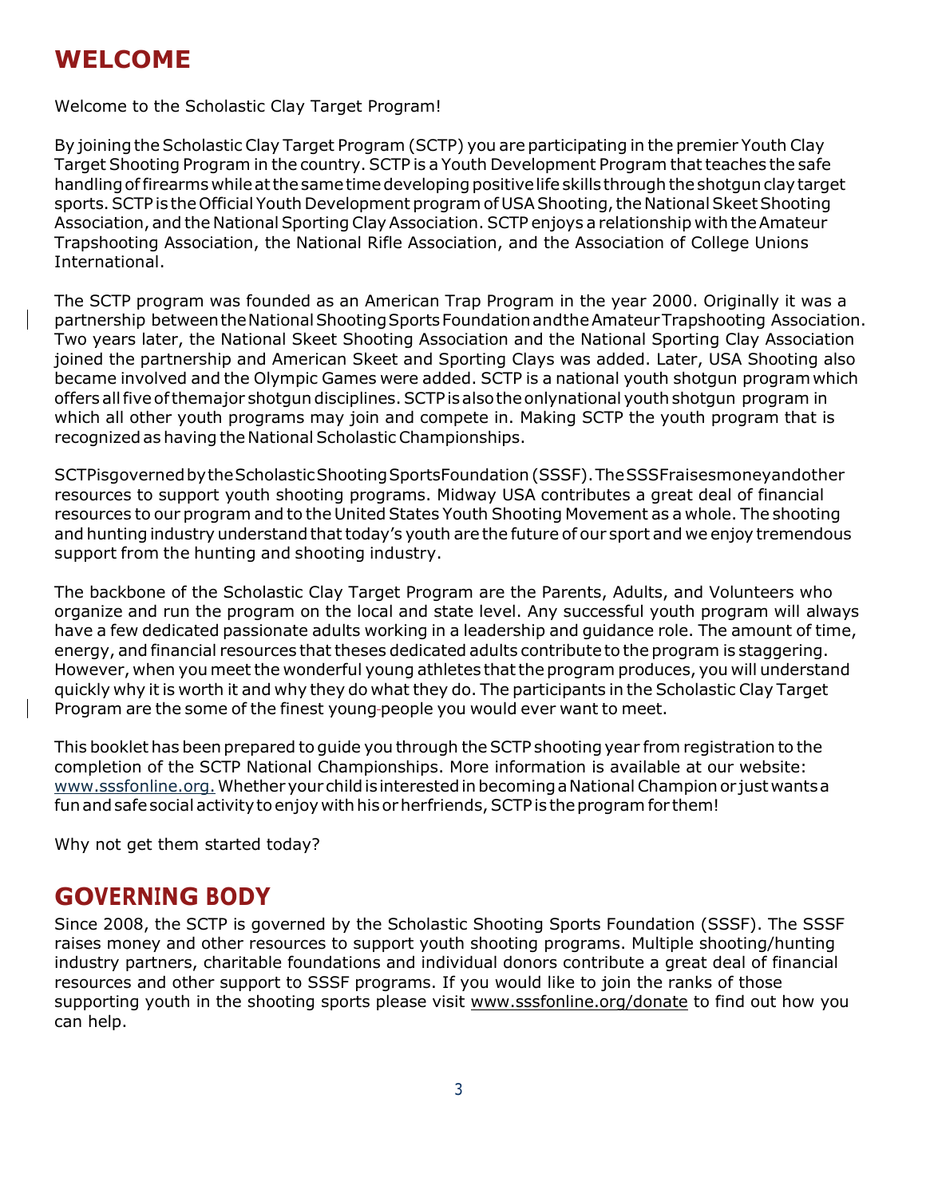# WELCOME

Welcome to the Scholastic Clay Target Program!

By joining the Scholastic Clay Target Program (SCTP) you are participating in the premier Youth Clay Target Shooting Program in the country. SCTP is a Youth Development Program that teaches the safe handling of firearms while at the same time developing positive life skills through the shotgun clay target sports. SCTP is the Official Youth Development program of USA Shooting, the National Skeet Shooting Association, and the National Sporting Clay Association. SCTP enjoys a relationship with the Amateur Trapshooting Association, the National Rifle Association, and the Association of College Unions International.

The SCTP program was founded as an American Trap Program in the year 2000. Originally it was a partnership between the National Shooting Sports Foundation and the Amateur Trapshooting Association. Two years later, the National Skeet Shooting Association and the National Sporting Clay Association joined the partnership and American Skeet and Sporting Clays was added. Later, USA Shooting also became involved and the Olympic Games were added. SCTP is a national youth shotgun program which offers all five of the major shotgun disciplines. SCTP is also the only national youth shotgun program in which all other youth programs may join and compete in. Making SCTP the youth program that is recognized as having the National Scholastic Championships.

SCTP is governed by the Scholastic Shooting Sports Foundation (SSSF). The SSSF raises money and other resources to support youth shooting programs. Midway USA contributes a great deal of financial resources to our program and to the United States Youth Shooting Movement as a whole. The shooting and hunting industry understand that today's youth are the future of our sport and we enjoy tremendous support from the hunting and shooting industry.

The backbone of the Scholastic Clay Target Program are the Parents, Adults, and Volunteers who organize and run the program on the local and state level. Any successful youth program will always have a few dedicated passionate adults working in a leadership and guidance role. The amount of time, energy, and financial resources that theses dedicated adults contribute to the program is staggering. However, when you meet the wonderful young athletes that the program produces, you will understand quickly why it is worth it and why they do what they do. The participants in the Scholastic Clay Target Program are the some of the finest young people you would ever want to meet.

This booklet has been prepared to guide you through the SCTP shooting year from registration to the completion of the SCTP National Championships. More information is available at our website: www.sssfonline.org. Whether your child is interested in becoming a National Champion or just wants a fun and safe social activity to enjoy with his or her friends, SCTP is the program for them!

Why not get them started today?

# GOVERNING BODY

Since 2008, the SCTP is governed by the Scholastic Shooting Sports Foundation (SSSF). The SSSF raises money and other resources to support youth shooting programs. Multiple shooting/hunting industry partners, charitable foundations and individual donors contribute a great deal of financial resources and other support to SSSF programs. If you would like to join the ranks of those supporting youth in the shooting sports please visit www.sssfonline.org/donate to find out how you can help.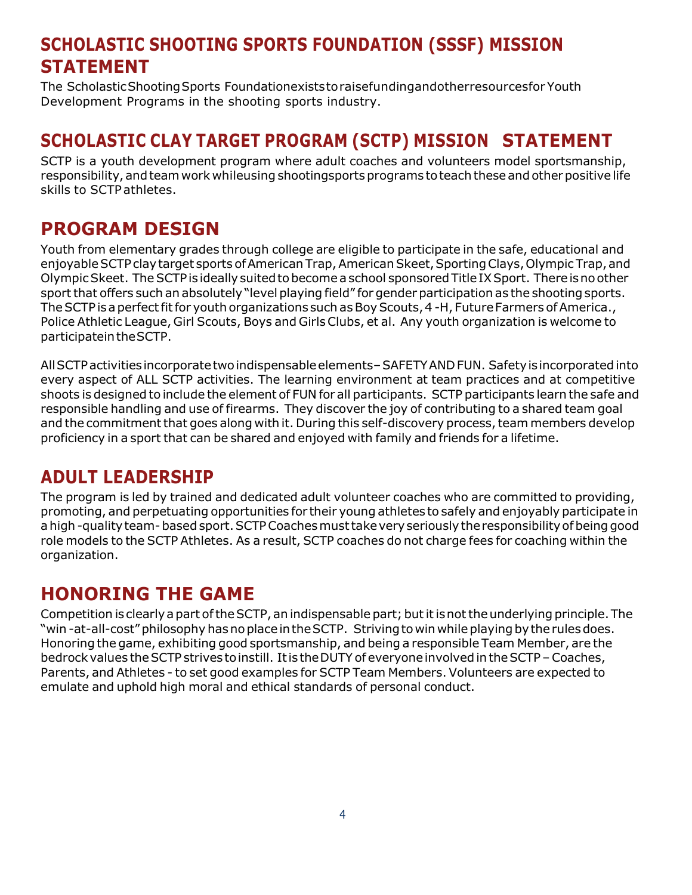## SCHOLASTIC SHOOTING SPORTS FOUNDATION (SSSF) MISSION STATEMENT

The Scholastic Shooting Sports Foundation exists to raise funding and other resources for Youth Development Programs in the shooting sports industry.

## SCHOLASTIC CLAY TARGET PROGRAM (SCTP) MISSION STATEMENT

SCTP is a youth development program where adult coaches and volunteers model sportsmanship, responsibility, and team work while using shooting sports programs to teach these and other positive life skills to SCTP athletes.

## PROGRAM DESIGN

Youth from elementary grades through college are eligible to participate in the safe, educational and enjoyable SCTP clay target sports of American Trap, American Skeet, Sporting Clays, Olympic Trap, and Olympic Skeet. The SCTP is ideally suited to become a school sponsored Title IX Sport. There is no other sport that offers such an absolutely "level playing field" for gender participation as the shooting sports. The SCTP is a perfect fit for youth organizations such as Boy Scouts, 4 -H, Future Farmers of America., Police Athletic League, Girl Scouts, Boys and Girls Clubs, et al. Any youth organization is welcome to participate in the SCTP.

All SCTP activities incorporate two indispensable elements – SAFETY AND FUN. Safety is incorporated into every aspect of ALL SCTP activities. The learning environment at team practices and at competitive shoots is designed to include the element of FUN for all participants. SCTP participants learn the safe and responsible handling and use of firearms. They discover the joy of contributing to a shared team goal and the commitment that goes along with it. During this self-discovery process, team members develop proficiency in a sport that can be shared and enjoyed with family and friends for a lifetime.

## ADULT LEADERSHIP

The program is led by trained and dedicated adult volunteer coaches who are committed to providing, promoting, and perpetuating opportunities for their young athletes to safely and enjoyably participate in a high -quality team- based sport. SCTP Coaches must take very seriously the responsibility of being good role models to the SCTP Athletes. As a result, SCTP coaches do not charge fees for coaching within the organization.

## HONORING THE GAME

Competition is clearly a part of the SCTP, an indispensable part; but it is not the underlying principle. The "win -at-all-cost" philosophy has no place in the SCTP. Striving to win while playing by the rules does. Honoring the game, exhibiting good sportsmanship, and being a responsible Team Member, are the bedrock values the SCTP strives to instill. It is the DUTY of everyone involved in the SCTP – Coaches, Parents, and Athletes - to set good examples for SCTP Team Members. Volunteers are expected to emulate and uphold high moral and ethical standards of personal conduct.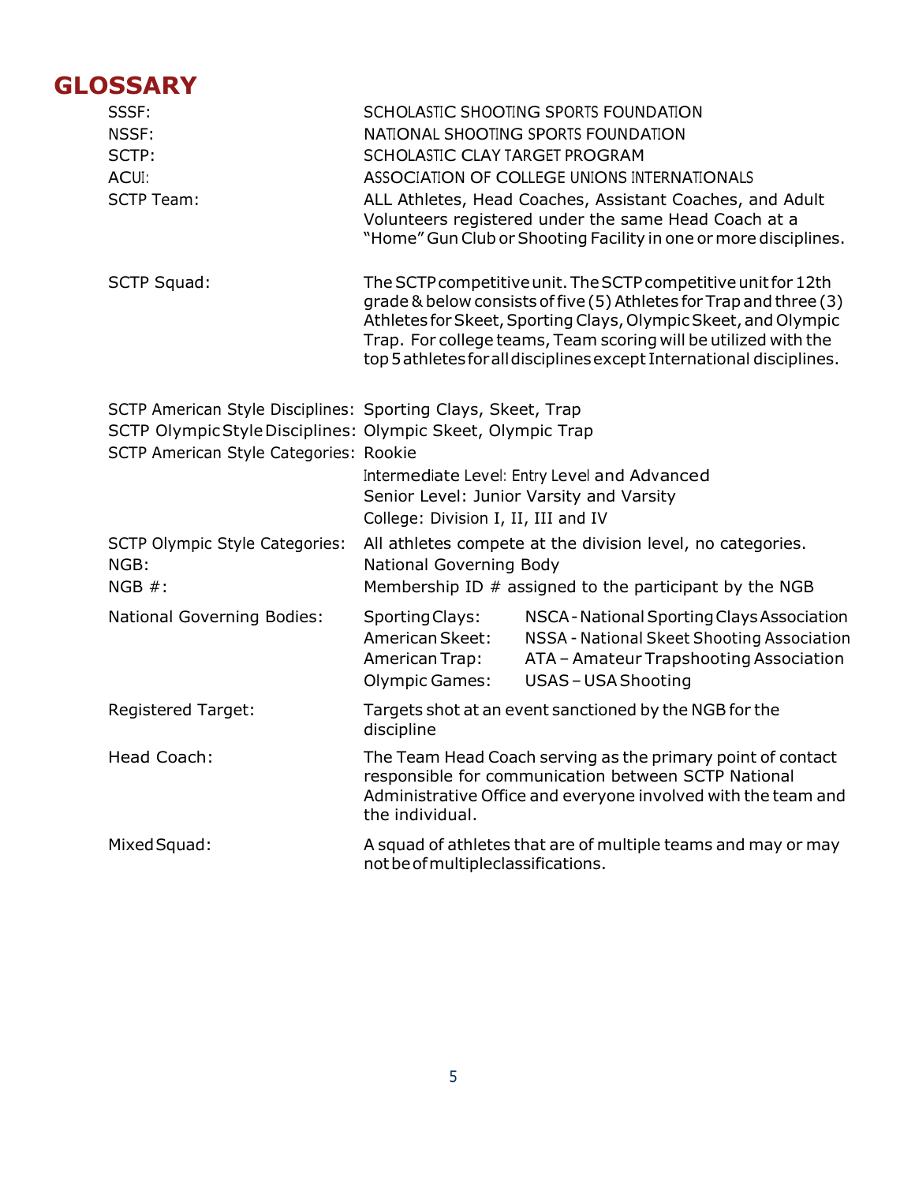# GLOSSARY

| | |
|---|---|
| SSSF: | SCHOLASTIC SHOOTING SPORTS FOUNDATION |
| NSSF: | NATIONAL SHOOTING SPORTS FOUNDATION |
| SCTP: | SCHOLASTIC CLAY TARGET PROGRAM |
| ACUI: | ASSOCIATION OF COLLEGE UNIONS INTERNATIONALS |
| SCTP Team: | ALL Athletes, Head Coaches, Assistant Coaches, and Adult Volunteers registered under the same Head Coach at a "Home" Gun Club or Shooting Facility in one or more disciplines. |
| SCTP Squad: | The SCTP competitive unit. The SCTP competitive unit for 12th grade & below consists of five (5) Athletes for Trap and three (3) Athletes for Skeet, Sporting Clays, Olympic Skeet, and Olympic Trap. For college teams, Team scoring will be utilized with the top 5 athletes for all disciplines except International disciplines. |
| SCTP American Style Disciplines: | Sporting Clays, Skeet, Trap |
| SCTP Olympic Style Disciplines: | Olympic Skeet, Olympic Trap |
| SCTP American Style Categories: | Rookie<br>Intermediate Level: Entry Level and Advanced<br>Senior Level: Junior Varsity and Varsity<br>College: Division I, II, III and IV |
| SCTP Olympic Style Categories: | All athletes compete at the division level, no categories. |
| NGB: | National Governing Body |
| NGB #: | Membership ID # assigned to the participant by the NGB |
| National Governing Bodies: | Sporting Clays: NSCA - National Sporting Clays Association<br>American Skeet: NSSA - National Skeet Shooting Association<br>American Trap: ATA – Amateur Trapshooting Association<br>Olympic Games: USAS – USA Shooting |
| Registered Target: | Targets shot at an event sanctioned by the NGB for the discipline |
| Head Coach: | The Team Head Coach serving as the primary point of contact responsible for communication between SCTP National Administrative Office and everyone involved with the team and the individual. |
| Mixed Squad: | A squad of athletes that are of multiple teams and may or may not be of multiple classifications. |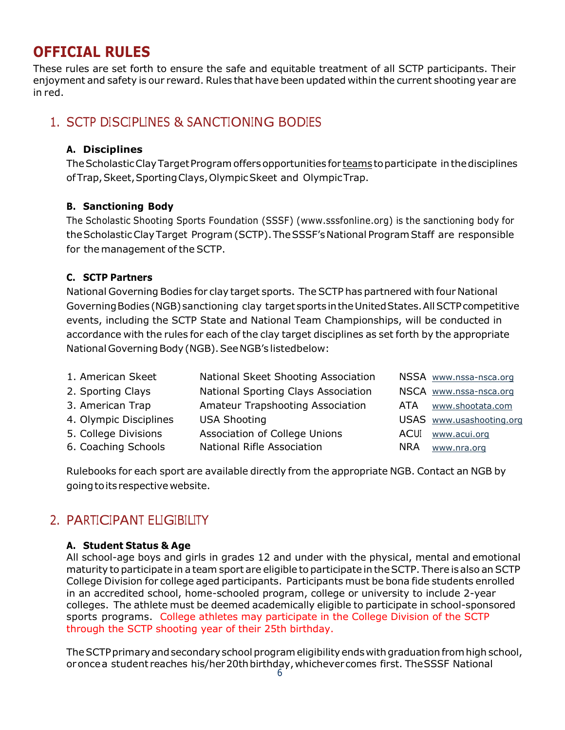# OFFICIAL RULES

These rules are set forth to ensure the safe and equitable treatment of all SCTP participants. Their enjoyment and safety is our reward. Rules that have been updated within the current shooting year are in red.

## 1. SCTP DISCIPLINES & SANCTIONING BODIES

### A. Disciplines

The Scholastic Clay Target Program offers opportunities for teams to participate in the disciplines of Trap, Skeet, Sporting Clays, Olympic Skeet and Olympic Trap.

### B. Sanctioning Body

The Scholastic Shooting Sports Foundation (SSSF) (www.sssfonline.org) is the sanctioning body for the Scholastic Clay Target Program (SCTP). The SSSF's National Program Staff are responsible for the management of the SCTP.

### C. SCTP Partners

National Governing Bodies for clay target sports. The SCTP has partnered with four National Governing Bodies (NGB) sanctioning clay target sports in the United States. All SCTP competitive events, including the SCTP State and National Team Championships, will be conducted in accordance with the rules for each of the clay target disciplines as set forth by the appropriate National Governing Body (NGB). See NGB's listed below:

| | | | |
|---|---|---|---|
| 1. American Skeet | National Skeet Shooting Association | NSSA | www.nssa-nsca.org |
| 2. Sporting Clays | National Sporting Clays Association | NSCA | www.nssa-nsca.org |
| 3. American Trap | Amateur Trapshooting Association | ATA | www.shootata.com |
| 4. Olympic Disciplines | USA Shooting | USAS | www.usashooting.org |
| 5. College Divisions | Association of College Unions | ACUI | www.acui.org |
| 6. Coaching Schools | National Rifle Association | NRA | www.nra.org |

Rulebooks for each sport are available directly from the appropriate NGB. Contact an NGB by going to its respective website.

## 2. PARTICIPANT ELIGIBILITY

### A. Student Status & Age

All school-age boys and girls in grades 12 and under with the physical, mental and emotional maturity to participate in a team sport are eligible to participate in the SCTP. There is also an SCTP College Division for college aged participants. Participants must be bona fide students enrolled in an accredited school, home-schooled program, college or university to include 2-year colleges. The athlete must be deemed academically eligible to participate in school-sponsored sports programs. College athletes may participate in the College Division of the SCTP through the SCTP shooting year of their 25th birthday.

The SCTP primary and secondary school program eligibility ends with graduation from high school, or once a student reaches his/her 20th birthday, whichever comes first. The SSSF National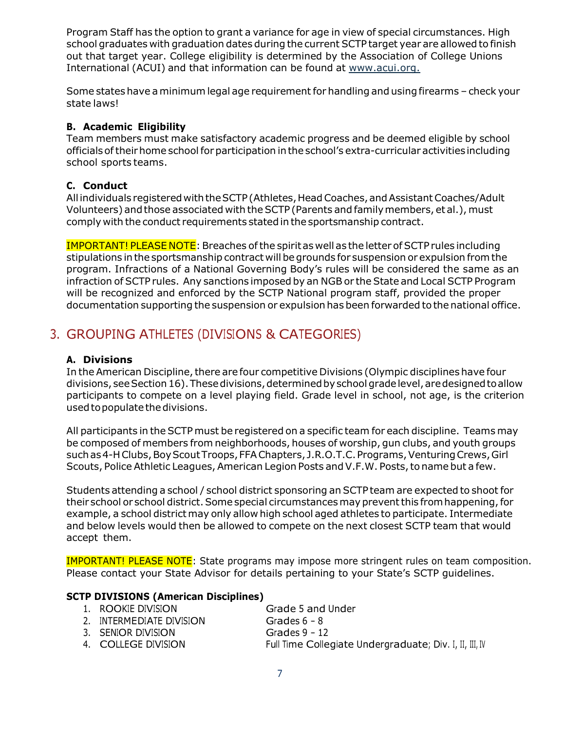Program Staff has the option to grant a variance for age in view of special circumstances. High school graduates with graduation dates during the current SCTP target year are allowed to finish out that target year. College eligibility is determined by the Association of College Unions International (ACUI) and that information can be found at www.acui.org.

Some states have a minimum legal age requirement for handling and using firearms – check your state laws!

### B. Academic Eligibility

Team members must make satisfactory academic progress and be deemed eligible by school officials of their home school for participation in the school's extra-curricular activities including school sports teams.

### C. Conduct

All individuals registered with the SCTP (Athletes, Head Coaches, and Assistant Coaches/Adult Volunteers) and those associated with the SCTP (Parents and family members, et al.), must comply with the conduct requirements stated in the sportsmanship contract.

IMPORTANT! PLEASE NOTE: Breaches of the spirit as well as the letter of SCTP rules including stipulations in the sportsmanship contract will be grounds for suspension or expulsion from the program. Infractions of a National Governing Body's rules will be considered the same as an infraction of SCTP rules. Any sanctions imposed by an NGB or the State and Local SCTP Program will be recognized and enforced by the SCTP National program staff, provided the proper documentation supporting the suspension or expulsion has been forwarded to the national office.

## 3. GROUPING ATHLETES (DIVISIONS & CATEGORIES)

### A. Divisions

In the American Discipline, there are four competitive Divisions (Olympic disciplines have four divisions, see Section 16). These divisions, determined by school grade level, are designed to allow participants to compete on a level playing field. Grade level in school, not age, is the criterion used to populate the divisions.

All participants in the SCTP must be registered on a specific team for each discipline. Teams may be composed of members from neighborhoods, houses of worship, gun clubs, and youth groups such as 4-H Clubs, Boy Scout Troops, FFA Chapters, J.R.O.T.C. Programs, Venturing Crews, Girl Scouts, Police Athletic Leagues, American Legion Posts and V.F.W. Posts, to name but a few.

Students attending a school / school district sponsoring an SCTP team are expected to shoot for their school or school district. Some special circumstances may prevent this from happening, for example, a school district may only allow high school aged athletes to participate. Intermediate and below levels would then be allowed to compete on the next closest SCTP team that would accept them.

IMPORTANT! PLEASE NOTE: State programs may impose more stringent rules on team composition. Please contact your State Advisor for details pertaining to your State's SCTP guidelines.

**SCTP DIVISIONS (American Disciplines)**

| | |
|---|---|
| 1. ROOKIE DIVISION | Grade 5 and Under |
| 2. INTERMEDIATE DIVISION | Grades 6 – 8 |
| 3. SENIOR DIVISION | Grades 9 – 12 |
| 4. COLLEGE DIVISION | Full Time Collegiate Undergraduate; Div. I, II, III, IV |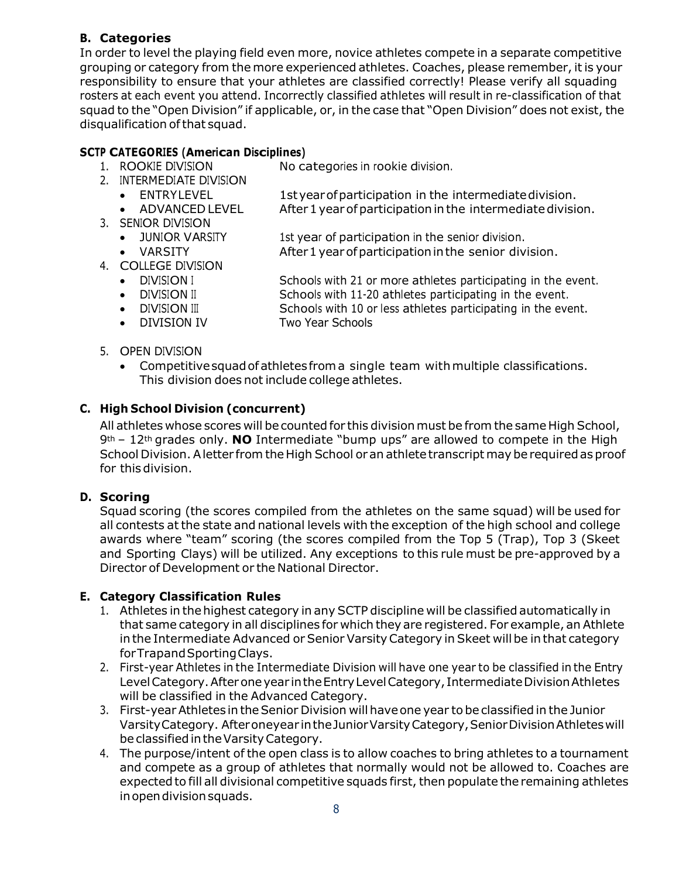### B. Categories

In order to level the playing field even more, novice athletes compete in a separate competitive grouping or category from the more experienced athletes. Coaches, please remember, it is your responsibility to ensure that your athletes are classified correctly! Please verify all squading rosters at each event you attend. Incorrectly classified athletes will result in re-classification of that squad to the "Open Division" if applicable, or, in the case that "Open Division" does not exist, the disqualification of that squad.

#### SCTP CATEGORIES (American Disciplines)

1. ROOKIE DIVISION — No categories in rookie division.
2. INTERMEDIATE DIVISION
   - ENTRY LEVEL — 1st year of participation in the intermediate division.
   - ADVANCED LEVEL — After 1 year of participation in the intermediate division.
3. SENIOR DIVISION
   - JUNIOR VARSITY — 1st year of participation in the senior division.
   - VARSITY — After 1 year of participation in the senior division.
4. COLLEGE DIVISION
   - DIVISION I — Schools with 21 or more athletes participating in the event.
   - DIVISION II — Schools with 11-20 athletes participating in the event.
   - DIVISION III — Schools with 10 or less athletes participating in the event.
   - DIVISION IV — Two Year Schools
5. OPEN DIVISION
   - Competitive squad of athletes from a single team with multiple classifications. This division does not include college athletes.

### C. High School Division (concurrent)

All athletes whose scores will be counted for this division must be from the same High School, 9th – 12th grades only. **NO** Intermediate "bump ups" are allowed to compete in the High School Division. A letter from the High School or an athlete transcript may be required as proof for this division.

### D. Scoring

Squad scoring (the scores compiled from the athletes on the same squad) will be used for all contests at the state and national levels with the exception of the high school and college awards where "team" scoring (the scores compiled from the Top 5 (Trap), Top 3 (Skeet and Sporting Clays) will be utilized. Any exceptions to this rule must be pre-approved by a Director of Development or the National Director.

### E. Category Classification Rules

1. Athletes in the highest category in any SCTP discipline will be classified automatically in that same category in all disciplines for which they are registered. For example, an Athlete in the Intermediate Advanced or Senior Varsity Category in Skeet will be in that category for Trap and Sporting Clays.
2. First-year Athletes in the Intermediate Division will have one year to be classified in the Entry Level Category. After one year in the Entry Level Category, Intermediate Division Athletes will be classified in the Advanced Category.
3. First-year Athletes in the Senior Division will have one year to be classified in the Junior Varsity Category. After one year in the Junior Varsity Category, Senior Division Athletes will be classified in the Varsity Category.
4. The purpose/intent of the open class is to allow coaches to bring athletes to a tournament and compete as a group of athletes that normally would not be allowed to. Coaches are expected to fill all divisional competitive squads first, then populate the remaining athletes in open division squads.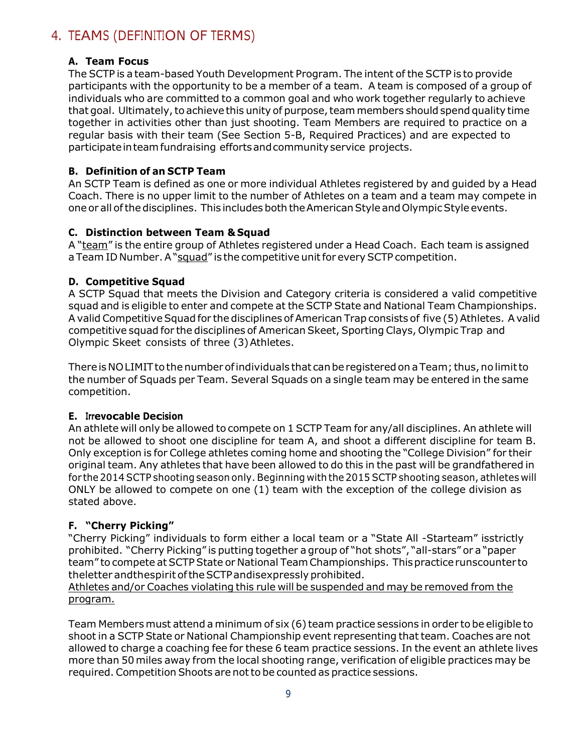# 4. TEAMS (DEFINITION OF TERMS)

### A. Team Focus

The SCTP is a team-based Youth Development Program. The intent of the SCTP is to provide participants with the opportunity to be a member of a team. A team is composed of a group of individuals who are committed to a common goal and who work together regularly to achieve that goal. Ultimately, to achieve this unity of purpose, team members should spend quality time together in activities other than just shooting. Team Members are required to practice on a regular basis with their team (See Section 5-B, Required Practices) and are expected to participate in team fundraising efforts and community service projects.

### B. Definition of an SCTP Team

An SCTP Team is defined as one or more individual Athletes registered by and guided by a Head Coach. There is no upper limit to the number of Athletes on a team and a team may compete in one or all of the disciplines. This includes both the American Style and Olympic Style events.

### C. Distinction between Team & Squad

A "team" is the entire group of Athletes registered under a Head Coach. Each team is assigned a Team ID Number. A "squad" is the competitive unit for every SCTP competition.

### D. Competitive Squad

A SCTP Squad that meets the Division and Category criteria is considered a valid competitive squad and is eligible to enter and compete at the SCTP State and National Team Championships. A valid Competitive Squad for the disciplines of American Trap consists of five (5) Athletes. A valid competitive squad for the disciplines of American Skeet, Sporting Clays, Olympic Trap and Olympic Skeet consists of three (3) Athletes.

There is NO LIMIT to the number of individuals that can be registered on a Team; thus, no limit to the number of Squads per Team. Several Squads on a single team may be entered in the same competition.

### E. Irrevocable Decision

An athlete will only be allowed to compete on 1 SCTP Team for any/all disciplines. An athlete will not be allowed to shoot one discipline for team A, and shoot a different discipline for team B. Only exception is for College athletes coming home and shooting the "College Division" for their original team. Any athletes that have been allowed to do this in the past will be grandfathered in for the 2014 SCTP shooting season only. Beginning with the 2015 SCTP shooting season, athletes will ONLY be allowed to compete on one (1) team with the exception of the college division as stated above.

### F. "Cherry Picking"

"Cherry Picking" individuals to form either a local team or a "State All -Starteam" isstrictly prohibited. "Cherry Picking" is putting together a group of "hot shots", "all-stars" or a "paper team" to compete at SCTP State or National Team Championships. This practice runscounter to theletter andthespirit of the SCTP andisexpressly prohibited.
Athletes and/or Coaches violating this rule will be suspended and may be removed from the program.

Team Members must attend a minimum of six (6) team practice sessions in order to be eligible to shoot in a SCTP State or National Championship event representing that team. Coaches are not allowed to charge a coaching fee for these 6 team practice sessions. In the event an athlete lives more than 50 miles away from the local shooting range, verification of eligible practices may be required. Competition Shoots are not to be counted as practice sessions.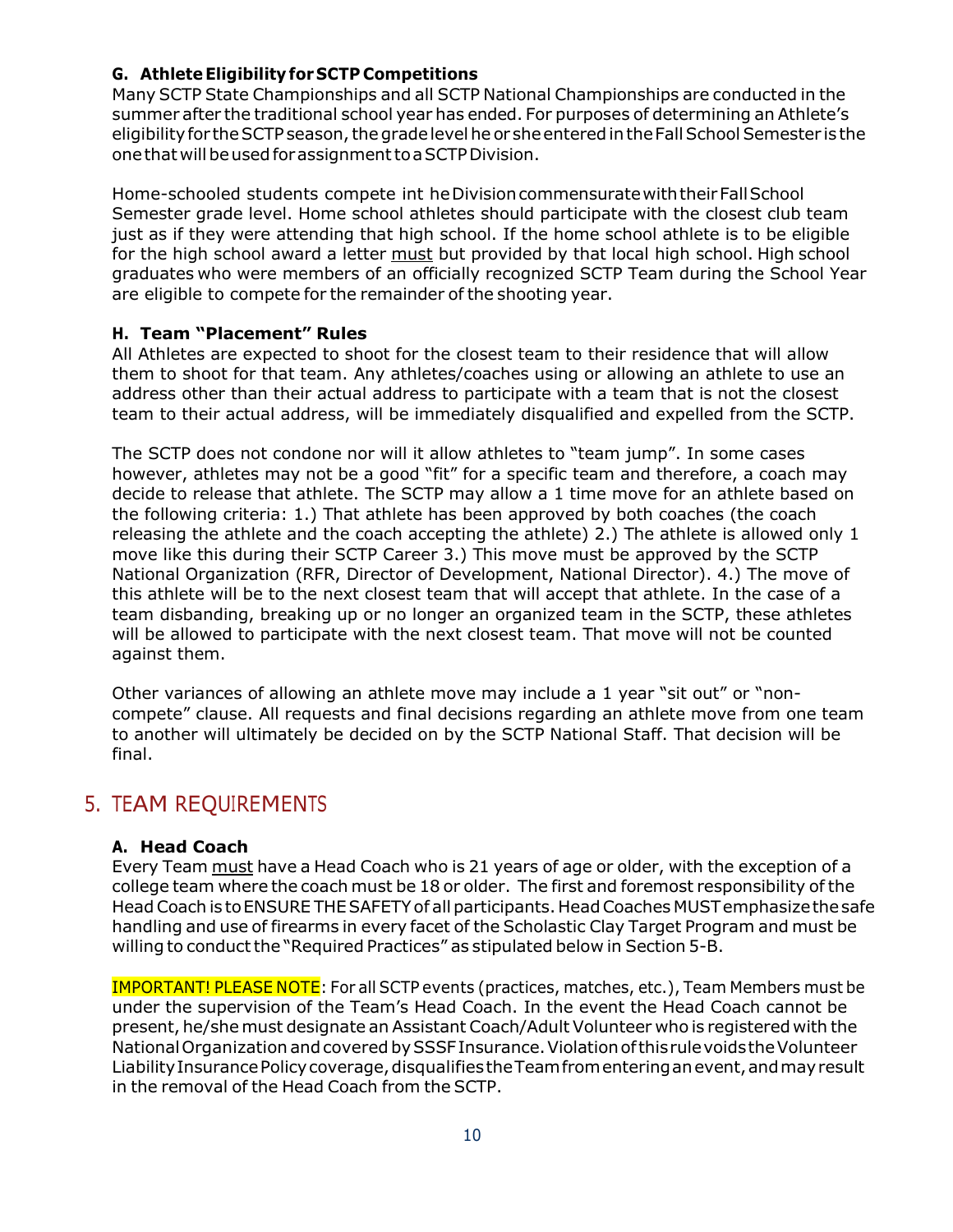#### G. Athlete Eligibility for SCTP Competitions

Many SCTP State Championships and all SCTP National Championships are conducted in the summer after the traditional school year has ended. For purposes of determining an Athlete's eligibility for the SCTP season, the grade level he or she entered in the Fall School Semester is the one that will be used for assignment to a SCTP Division.

Home-schooled students compete int he Division commensurate with their Fall School Semester grade level. Home school athletes should participate with the closest club team just as if they were attending that high school. If the home school athlete is to be eligible for the high school award a letter <u>must</u> but provided by that local high school. High school graduates who were members of an officially recognized SCTP Team during the School Year are eligible to compete for the remainder of the shooting year.

#### H. Team "Placement" Rules

All Athletes are expected to shoot for the closest team to their residence that will allow them to shoot for that team. Any athletes/coaches using or allowing an athlete to use an address other than their actual address to participate with a team that is not the closest team to their actual address, will be immediately disqualified and expelled from the SCTP.

The SCTP does not condone nor will it allow athletes to "team jump". In some cases however, athletes may not be a good "fit" for a specific team and therefore, a coach may decide to release that athlete. The SCTP may allow a 1 time move for an athlete based on the following criteria: 1.) That athlete has been approved by both coaches (the coach releasing the athlete and the coach accepting the athlete) 2.) The athlete is allowed only 1 move like this during their SCTP Career 3.) This move must be approved by the SCTP National Organization (RFR, Director of Development, National Director). 4.) The move of this athlete will be to the next closest team that will accept that athlete. In the case of a team disbanding, breaking up or no longer an organized team in the SCTP, these athletes will be allowed to participate with the next closest team. That move will not be counted against them.

Other variances of allowing an athlete move may include a 1 year "sit out" or "non-compete" clause. All requests and final decisions regarding an athlete move from one team to another will ultimately be decided on by the SCTP National Staff. That decision will be final.

## 5. TEAM REQUIREMENTS

#### A. Head Coach

Every Team <u>must</u> have a Head Coach who is 21 years of age or older, with the exception of a college team where the coach must be 18 or older. The first and foremost responsibility of the Head Coach is to ENSURE THE SAFETY of all participants. Head Coaches MUST emphasize the safe handling and use of firearms in every facet of the Scholastic Clay Target Program and must be willing to conduct the "Required Practices" as stipulated below in Section 5-B.

IMPORTANT! PLEASE NOTE: For all SCTP events (practices, matches, etc.), Team Members must be under the supervision of the Team's Head Coach. In the event the Head Coach cannot be present, he/she must designate an Assistant Coach/Adult Volunteer who is registered with the National Organization and covered by SSSF Insurance. Violation of this rule voids the Volunteer Liability Insurance Policy coverage, disqualifies the Team from entering an event, and may result in the removal of the Head Coach from the SCTP.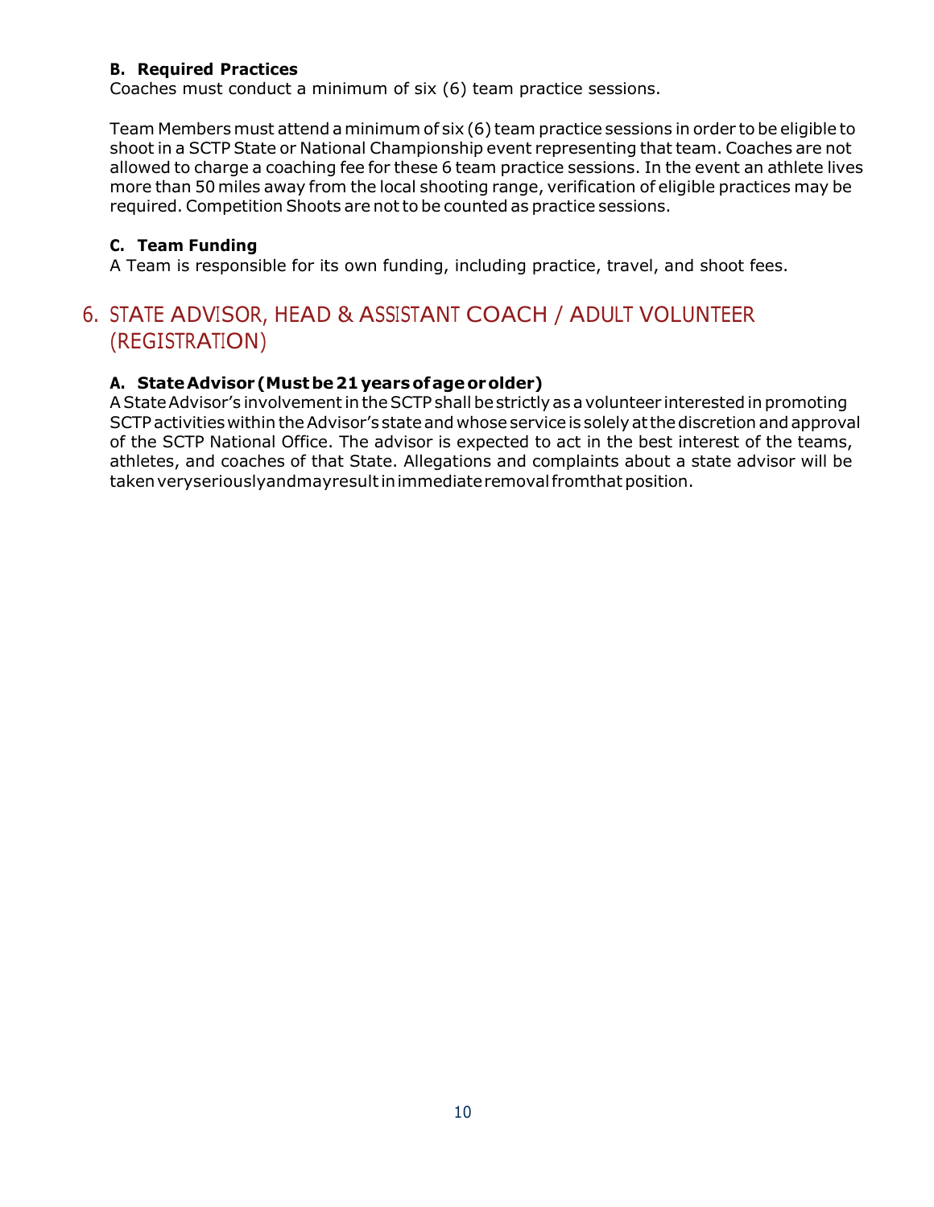**B. Required Practices**

Coaches must conduct a minimum of six (6) team practice sessions.

Team Members must attend a minimum of six (6) team practice sessions in order to be eligible to shoot in a SCTP State or National Championship event representing that team. Coaches are not allowed to charge a coaching fee for these 6 team practice sessions. In the event an athlete lives more than 50 miles away from the local shooting range, verification of eligible practices may be required. Competition Shoots are not to be counted as practice sessions.

**C. Team Funding**

A Team is responsible for its own funding, including practice, travel, and shoot fees.

## 6. STATE ADVISOR, HEAD & ASSISTANT COACH / ADULT VOLUNTEER (REGISTRATION)

**A. State Advisor (Must be 21 years of age or older)**

A State Advisor's involvement in the SCTP shall be strictly as a volunteer interested in promoting SCTP activities within the Advisor's state and whose service is solely at the discretion and approval of the SCTP National Office. The advisor is expected to act in the best interest of the teams, athletes, and coaches of that State. Allegations and complaints about a state advisor will be taken very seriously and may result in immediate removal from that position.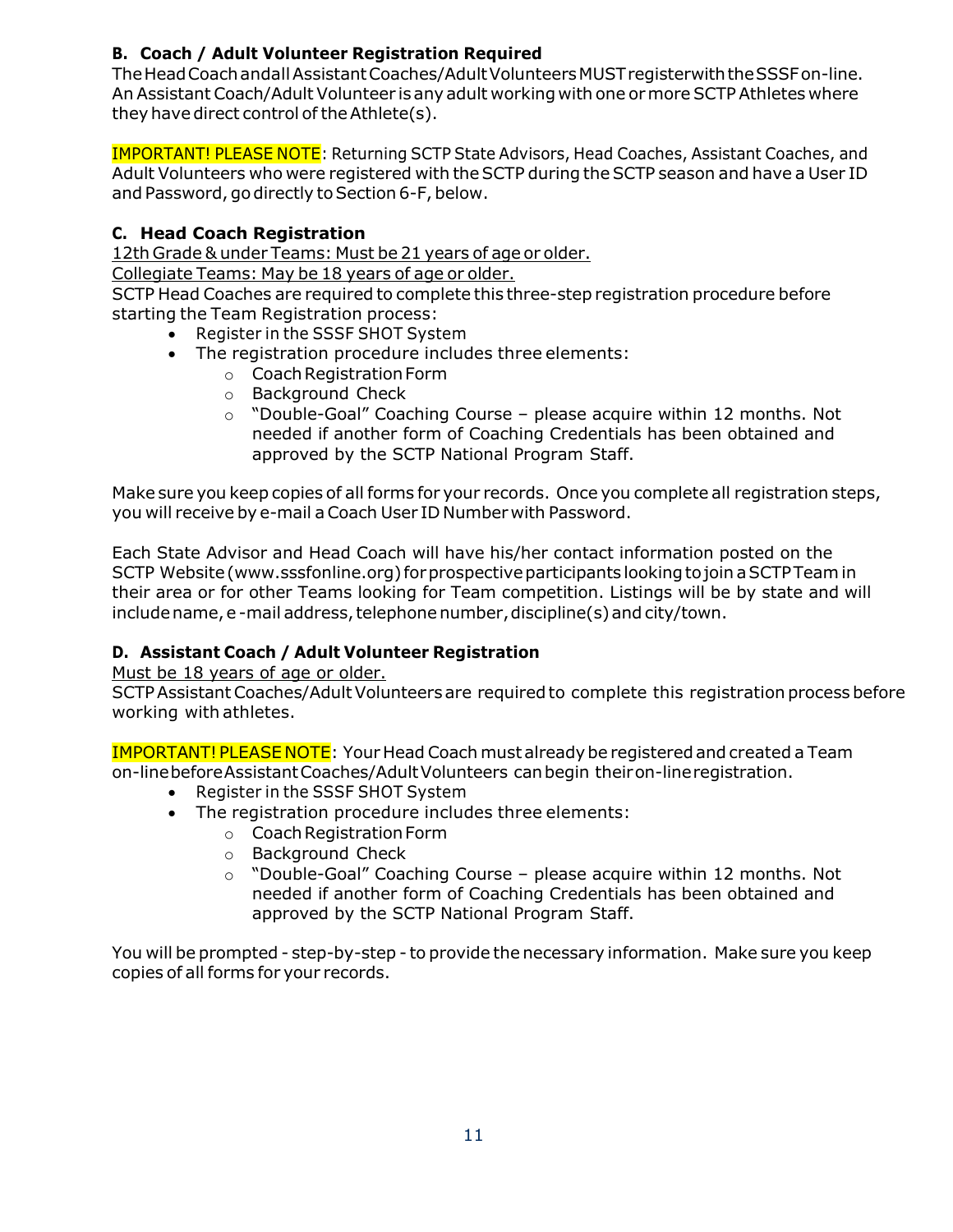### B. Coach / Adult Volunteer Registration Required

The Head Coach and all Assistant Coaches/Adult Volunteers MUST register with the SSSF on-line. An Assistant Coach/Adult Volunteer is any adult working with one or more SCTP Athletes where they have direct control of the Athlete(s).

IMPORTANT! PLEASE NOTE: Returning SCTP State Advisors, Head Coaches, Assistant Coaches, and Adult Volunteers who were registered with the SCTP during the SCTP season and have a User ID and Password, go directly to Section 6-F, below.

### C. Head Coach Registration

12th Grade & under Teams: Must be 21 years of age or older.
Collegiate Teams: May be 18 years of age or older.
SCTP Head Coaches are required to complete this three-step registration procedure before starting the Team Registration process:

- Register in the SSSF SHOT System
- The registration procedure includes three elements:
  - Coach Registration Form
  - Background Check
  - "Double-Goal" Coaching Course – please acquire within 12 months. Not needed if another form of Coaching Credentials has been obtained and approved by the SCTP National Program Staff.

Make sure you keep copies of all forms for your records. Once you complete all registration steps, you will receive by e-mail a Coach User ID Number with Password.

Each State Advisor and Head Coach will have his/her contact information posted on the SCTP Website (www.sssfonline.org) for prospective participants looking to join a SCTP Team in their area or for other Teams looking for Team competition. Listings will be by state and will include name, e -mail address, telephone number, discipline(s) and city/town.

### D. Assistant Coach / Adult Volunteer Registration

Must be 18 years of age or older.
SCTP Assistant Coaches/Adult Volunteers are required to complete this registration process before working with athletes.

IMPORTANT! PLEASE NOTE: Your Head Coach must already be registered and created a Team on-line before Assistant Coaches/Adult Volunteers can begin their on-line registration.

- Register in the SSSF SHOT System
- The registration procedure includes three elements:
  - Coach Registration Form
  - Background Check
  - "Double-Goal" Coaching Course – please acquire within 12 months. Not needed if another form of Coaching Credentials has been obtained and approved by the SCTP National Program Staff.

You will be prompted - step-by-step - to provide the necessary information. Make sure you keep copies of all forms for your records.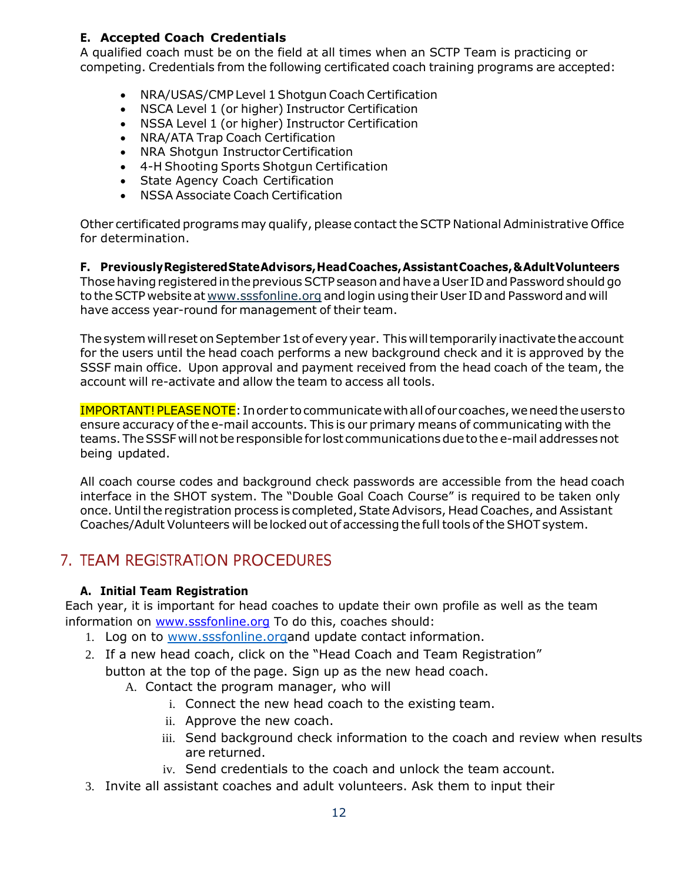### E. Accepted Coach Credentials

A qualified coach must be on the field at all times when an SCTP Team is practicing or competing. Credentials from the following certificated coach training programs are accepted:

- NRA/USAS/CMP Level 1 Shotgun Coach Certification
- NSCA Level 1 (or higher) Instructor Certification
- NSSA Level 1 (or higher) Instructor Certification
- NRA/ATA Trap Coach Certification
- NRA Shotgun Instructor Certification
- 4-H Shooting Sports Shotgun Certification
- State Agency Coach Certification
- NSSA Associate Coach Certification

Other certificated programs may qualify, please contact the SCTP National Administrative Office for determination.

### F. Previously Registered State Advisors, Head Coaches, Assistant Coaches, & Adult Volunteers

Those having registered in the previous SCTP season and have a User ID and Password should go to the SCTP website at www.sssfonline.org and login using their User ID and Password and will have access year-round for management of their team.

The system will reset on September 1st of every year. This will temporarily inactivate the account for the users until the head coach performs a new background check and it is approved by the SSSF main office. Upon approval and payment received from the head coach of the team, the account will re-activate and allow the team to access all tools.

IMPORTANT! PLEASE NOTE: In order to communicate with all of our coaches, we need the users to ensure accuracy of the e-mail accounts. This is our primary means of communicating with the teams. The SSSF will not be responsible for lost communications due to the e-mail addresses not being updated.

All coach course codes and background check passwords are accessible from the head coach interface in the SHOT system. The "Double Goal Coach Course" is required to be taken only once. Until the registration process is completed, State Advisors, Head Coaches, and Assistant Coaches/Adult Volunteers will be locked out of accessing the full tools of the SHOT system.

## 7. TEAM REGISTRATION PROCEDURES

### A. Initial Team Registration

Each year, it is important for head coaches to update their own profile as well as the team information on www.sssfonline.org To do this, coaches should:

1. Log on to www.sssfonline.organd update contact information.
2. If a new head coach, click on the "Head Coach and Team Registration" button at the top of the page. Sign up as the new head coach.
   - A. Contact the program manager, who will
     - i. Connect the new head coach to the existing team.
     - ii. Approve the new coach.
     - iii. Send background check information to the coach and review when results are returned.
     - iv. Send credentials to the coach and unlock the team account.
3. Invite all assistant coaches and adult volunteers. Ask them to input their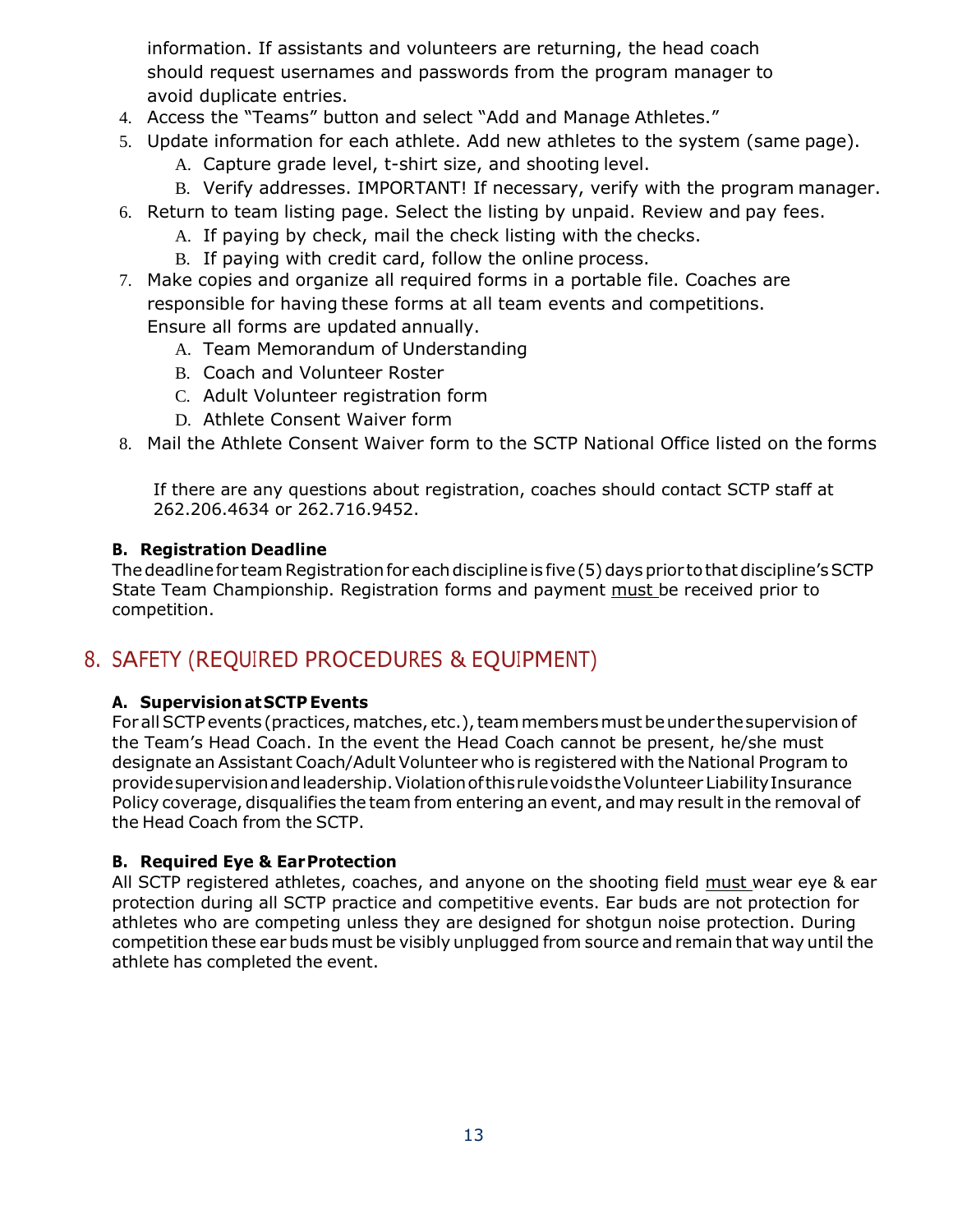information. If assistants and volunteers are returning, the head coach should request usernames and passwords from the program manager to avoid duplicate entries.

4. Access the "Teams" button and select "Add and Manage Athletes."
5. Update information for each athlete. Add new athletes to the system (same page).
   - A. Capture grade level, t-shirt size, and shooting level.
   - B. Verify addresses. IMPORTANT! If necessary, verify with the program manager.
6. Return to team listing page. Select the listing by unpaid. Review and pay fees.
   - A. If paying by check, mail the check listing with the checks.
   - B. If paying with credit card, follow the online process.
7. Make copies and organize all required forms in a portable file. Coaches are responsible for having these forms at all team events and competitions. Ensure all forms are updated annually.
   - A. Team Memorandum of Understanding
   - B. Coach and Volunteer Roster
   - C. Adult Volunteer registration form
   - D. Athlete Consent Waiver form
8. Mail the Athlete Consent Waiver form to the SCTP National Office listed on the forms

If there are any questions about registration, coaches should contact SCTP staff at 262.206.4634 or 262.716.9452.

**B. Registration Deadline**

The deadline for team Registration for each discipline is five (5) days prior to that discipline's SCTP State Team Championship. Registration forms and payment must be received prior to competition.

## 8. SAFETY (REQUIRED PROCEDURES & EQUIPMENT)

**A. Supervision at SCTP Events**

For all SCTP events (practices, matches, etc.), team members must be under the supervision of the Team's Head Coach. In the event the Head Coach cannot be present, he/she must designate an Assistant Coach/Adult Volunteer who is registered with the National Program to provide supervision and leadership. Violation of this rule voids the Volunteer Liability Insurance Policy coverage, disqualifies the team from entering an event, and may result in the removal of the Head Coach from the SCTP.

**B. Required Eye & Ear Protection**

All SCTP registered athletes, coaches, and anyone on the shooting field must wear eye & ear protection during all SCTP practice and competitive events. Ear buds are not protection for athletes who are competing unless they are designed for shotgun noise protection. During competition these ear buds must be visibly unplugged from source and remain that way until the athlete has completed the event.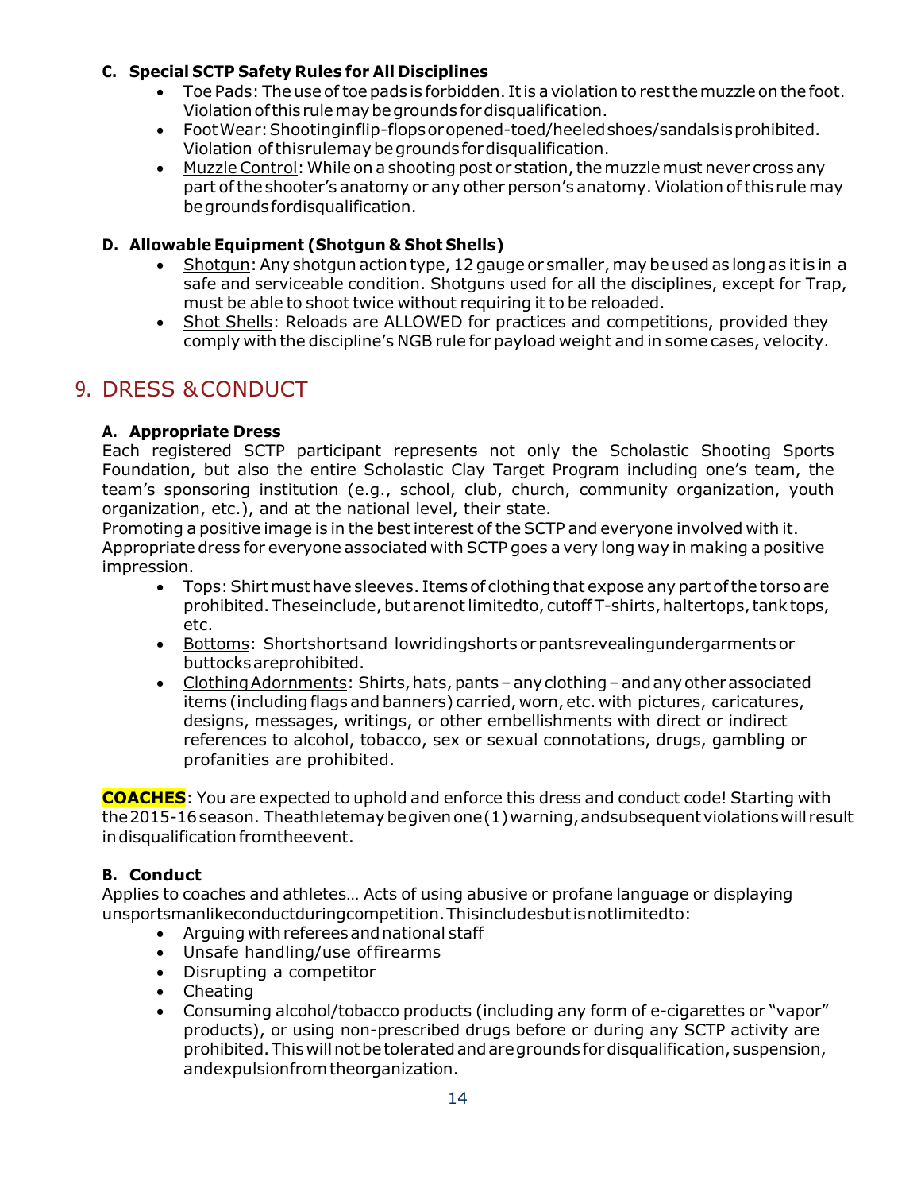**C. Special SCTP Safety Rules for All Disciplines**

- Toe Pads: The use of toe pads is forbidden. It is a violation to rest the muzzle on the foot. Violation of this rule may be grounds for disqualification.
- Foot Wear: Shooting in flip-flops or opened-toed/heeled shoes/sandals is prohibited. Violation of this rule may be grounds for disqualification.
- Muzzle Control: While on a shooting post or station, the muzzle must never cross any part of the shooter's anatomy or any other person's anatomy. Violation of this rule may be grounds for disqualification.

**D. Allowable Equipment (Shotgun & Shot Shells)**

- Shotgun: Any shotgun action type, 12 gauge or smaller, may be used as long as it is in a safe and serviceable condition. Shotguns used for all the disciplines, except for Trap, must be able to shoot twice without requiring it to be reloaded.
- Shot Shells: Reloads are ALLOWED for practices and competitions, provided they comply with the discipline's NGB rule for payload weight and in some cases, velocity.

# 9. DRESS & CONDUCT

**A. Appropriate Dress**

Each registered SCTP participant represents not only the Scholastic Shooting Sports Foundation, but also the entire Scholastic Clay Target Program including one's team, the team's sponsoring institution (e.g., school, club, church, community organization, youth organization, etc.), and at the national level, their state.

Promoting a positive image is in the best interest of the SCTP and everyone involved with it. Appropriate dress for everyone associated with SCTP goes a very long way in making a positive impression.

- Tops: Shirt must have sleeves. Items of clothing that expose any part of the torso are prohibited. These include, but are not limited to, cutoff T-shirts, halter tops, tank tops, etc.
- Bottoms: Short shorts and low riding shorts or pants revealing undergarments or buttocks are prohibited.
- Clothing Adornments: Shirts, hats, pants – any clothing – and any other associated items (including flags and banners) carried, worn, etc. with pictures, caricatures, designs, messages, writings, or other embellishments with direct or indirect references to alcohol, tobacco, sex or sexual connotations, drugs, gambling or profanities are prohibited.

**COACHES**: You are expected to uphold and enforce this dress and conduct code! Starting with the 2015-16 season. The athlete may be given one (1) warning, and subsequent violations will result in disqualification from the event.

**B. Conduct**

Applies to coaches and athletes… Acts of using abusive or profane language or displaying unsportsmanlike conduct during competition. This includes but is not limited to:

- Arguing with referees and national staff
- Unsafe handling/use of firearms
- Disrupting a competitor
- Cheating
- Consuming alcohol/tobacco products (including any form of e-cigarettes or "vapor" products), or using non-prescribed drugs before or during any SCTP activity are prohibited. This will not be tolerated and are grounds for disqualification, suspension, and expulsion from the organization.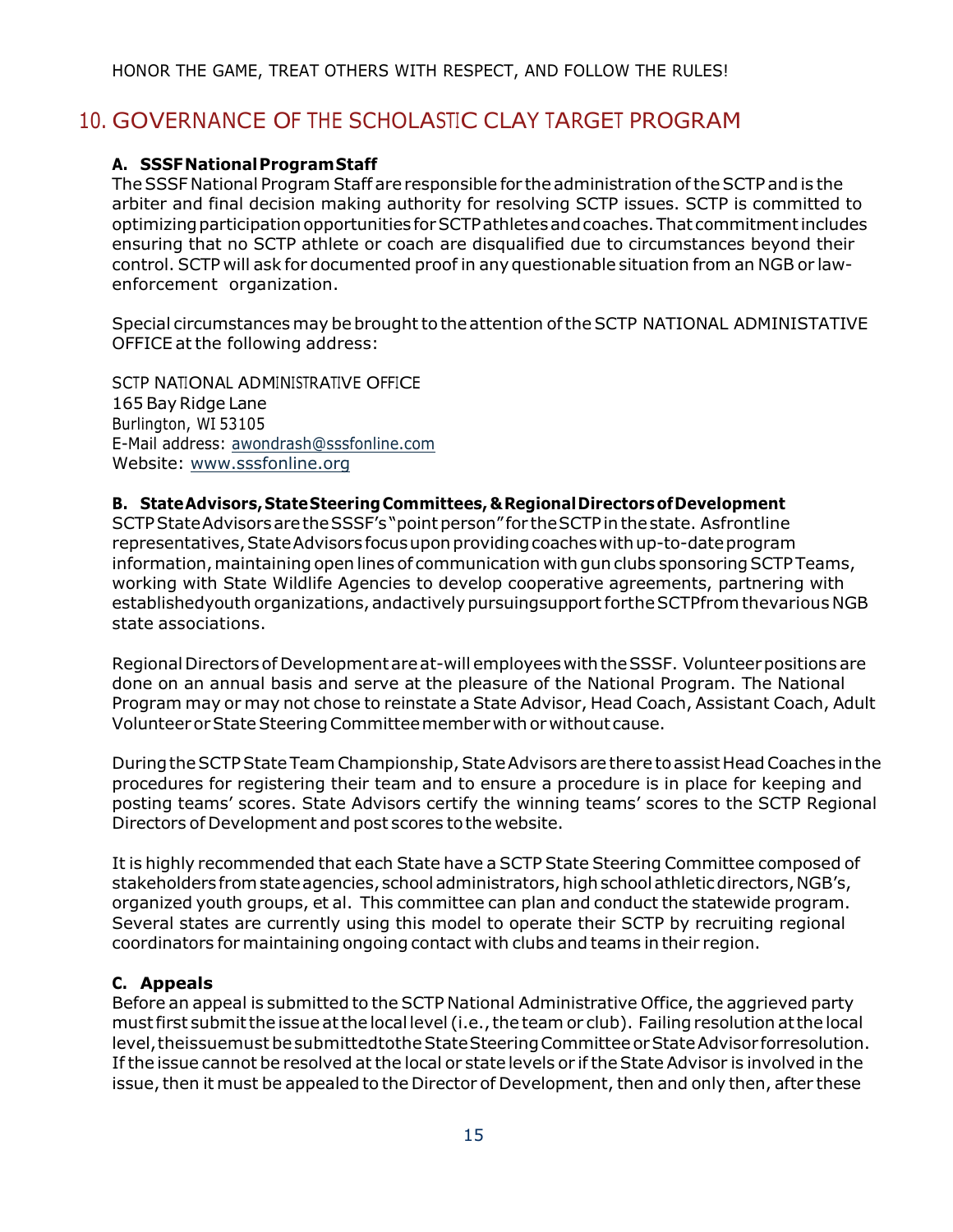HONOR THE GAME, TREAT OTHERS WITH RESPECT, AND FOLLOW THE RULES!

## 10. GOVERNANCE OF THE SCHOLASTIC CLAY TARGET PROGRAM

### A. SSSF National Program Staff

The SSSF National Program Staff are responsible for the administration of the SCTP and is the arbiter and final decision making authority for resolving SCTP issues. SCTP is committed to optimizing participation opportunities for SCTP athletes and coaches. That commitment includes ensuring that no SCTP athlete or coach are disqualified due to circumstances beyond their control. SCTP will ask for documented proof in any questionable situation from an NGB or law-enforcement organization.

Special circumstances may be brought to the attention of the SCTP NATIONAL ADMINISTATIVE OFFICE at the following address:

SCTP NATIONAL ADMINISTRATIVE OFFICE  
165 Bay Ridge Lane  
Burlington, WI 53105  
E-Mail address: awondrash@sssfonline.com  
Website: www.sssfonline.org

### B. State Advisors, State Steering Committees, & Regional Directors of Development

SCTP State Advisors are the SSSF's "point person" for the SCTP in the state. As frontline representatives, State Advisors focus upon providing coaches with up-to-date program information, maintaining open lines of communication with gun clubs sponsoring SCTP Teams, working with State Wildlife Agencies to develop cooperative agreements, partnering with established youth organizations, and actively pursuing support for the SCTP from the various NGB state associations.

Regional Directors of Development are at-will employees with the SSSF. Volunteer positions are done on an annual basis and serve at the pleasure of the National Program. The National Program may or may not chose to reinstate a State Advisor, Head Coach, Assistant Coach, Adult Volunteer or State Steering Committee member with or without cause.

During the SCTP State Team Championship, State Advisors are there to assist Head Coaches in the procedures for registering their team and to ensure a procedure is in place for keeping and posting teams' scores. State Advisors certify the winning teams' scores to the SCTP Regional Directors of Development and post scores to the website.

It is highly recommended that each State have a SCTP State Steering Committee composed of stakeholders from state agencies, school administrators, high school athletic directors, NGB's, organized youth groups, et al. This committee can plan and conduct the statewide program. Several states are currently using this model to operate their SCTP by recruiting regional coordinators for maintaining ongoing contact with clubs and teams in their region.

### C. Appeals

Before an appeal is submitted to the SCTP National Administrative Office, the aggrieved party must first submit the issue at the local level (i.e., the team or club). Failing resolution at the local level, the issue must be submitted to the State Steering Committee or State Advisor for resolution. If the issue cannot be resolved at the local or state levels or if the State Advisor is involved in the issue, then it must be appealed to the Director of Development, then and only then, after these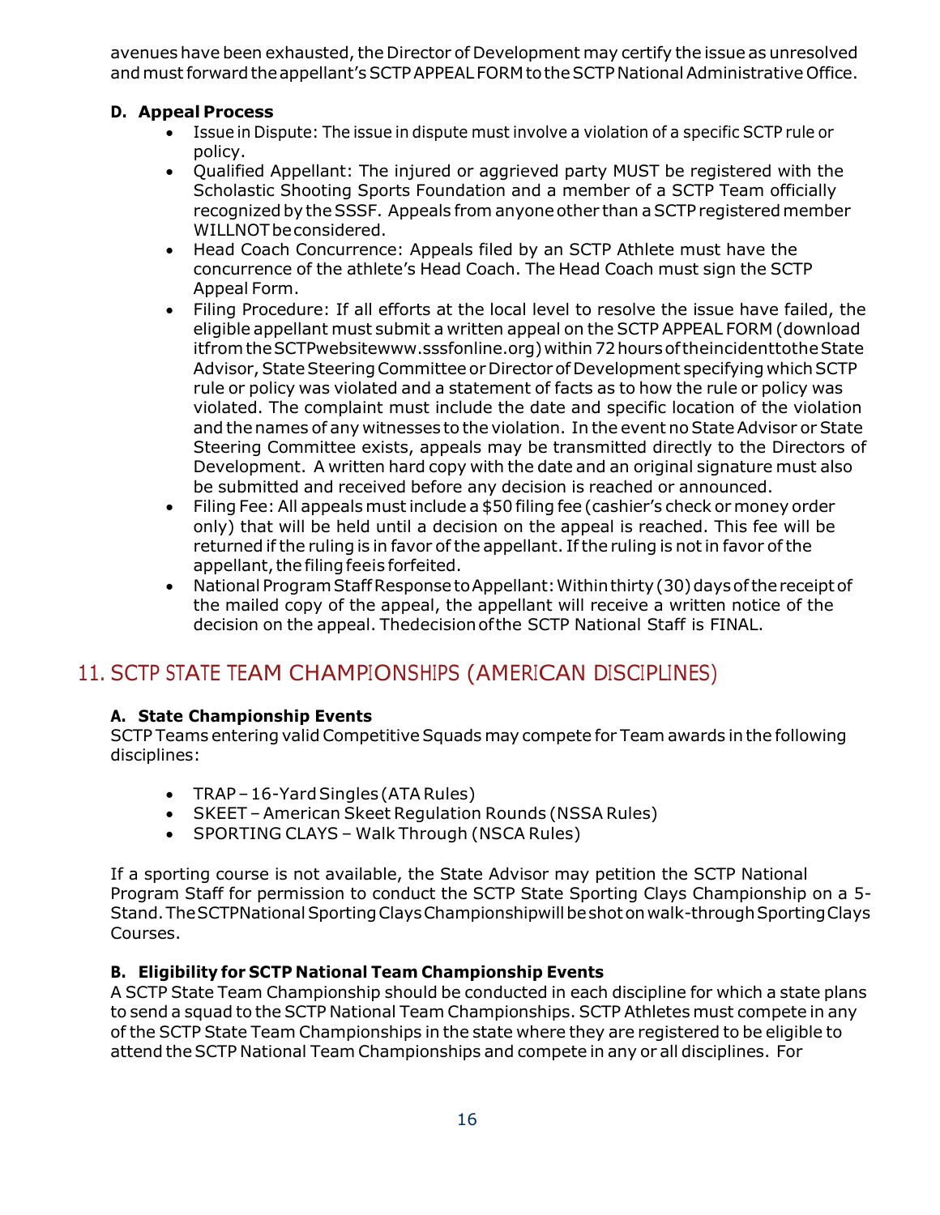avenues have been exhausted, the Director of Development may certify the issue as unresolved and must forward the appellant's SCTP APPEAL FORM to the SCTP National Administrative Office.

**D. Appeal Process**

- Issue in Dispute: The issue in dispute must involve a violation of a specific SCTP rule or policy.
- Qualified Appellant: The injured or aggrieved party MUST be registered with the Scholastic Shooting Sports Foundation and a member of a SCTP Team officially recognized by the SSSF. Appeals from anyone other than a SCTP registered member WILL NOT be considered.
- Head Coach Concurrence: Appeals filed by an SCTP Athlete must have the concurrence of the athlete's Head Coach. The Head Coach must sign the SCTP Appeal Form.
- Filing Procedure: If all efforts at the local level to resolve the issue have failed, the eligible appellant must submit a written appeal on the SCTP APPEAL FORM (download it from the SCTP website www.sssfonline.org) within 72 hours of the incident to the State Advisor, State Steering Committee or Director of Development specifying which SCTP rule or policy was violated and a statement of facts as to how the rule or policy was violated. The complaint must include the date and specific location of the violation and the names of any witnesses to the violation. In the event no State Advisor or State Steering Committee exists, appeals may be transmitted directly to the Directors of Development. A written hard copy with the date and an original signature must also be submitted and received before any decision is reached or announced.
- Filing Fee: All appeals must include a $50 filing fee (cashier's check or money order only) that will be held until a decision on the appeal is reached. This fee will be returned if the ruling is in favor of the appellant. If the ruling is not in favor of the appellant, the filing fee is forfeited.
- National Program Staff Response to Appellant: Within thirty (30) days of the receipt of the mailed copy of the appeal, the appellant will receive a written notice of the decision on the appeal. The decision of the SCTP National Staff is FINAL.

## 11. SCTP STATE TEAM CHAMPIONSHIPS (AMERICAN DISCIPLINES)

**A. State Championship Events**

SCTP Teams entering valid Competitive Squads may compete for Team awards in the following disciplines:

- TRAP – 16-Yard Singles (ATA Rules)
- SKEET – American Skeet Regulation Rounds (NSSA Rules)
- SPORTING CLAYS – Walk Through (NSCA Rules)

If a sporting course is not available, the State Advisor may petition the SCTP National Program Staff for permission to conduct the SCTP State Sporting Clays Championship on a 5-Stand. The SCTP National Sporting Clays Championship will be shot on walk-through Sporting Clays Courses.

**B. Eligibility for SCTP National Team Championship Events**

A SCTP State Team Championship should be conducted in each discipline for which a state plans to send a squad to the SCTP National Team Championships. SCTP Athletes must compete in any of the SCTP State Team Championships in the state where they are registered to be eligible to attend the SCTP National Team Championships and compete in any or all disciplines. For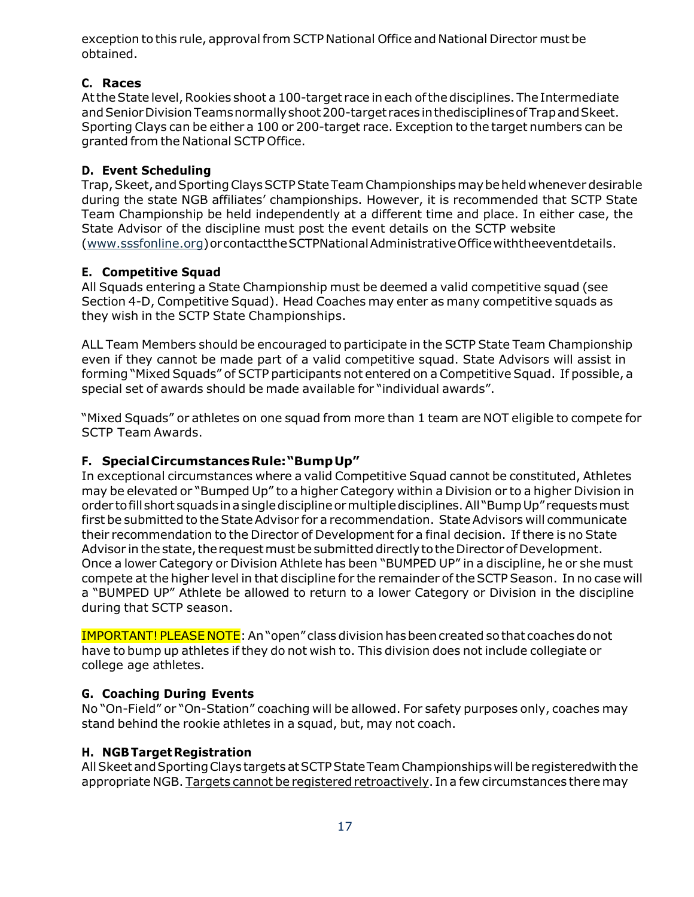exception to this rule, approval from SCTP National Office and National Director must be obtained.

### C. Races

At the State level, Rookies shoot a 100-target race in each of the disciplines. The Intermediate and Senior Division Teams normally shoot 200-target races in the disciplines of Trap and Skeet. Sporting Clays can be either a 100 or 200-target race. Exception to the target numbers can be granted from the National SCTP Office.

### D. Event Scheduling

Trap, Skeet, and Sporting Clays SCTP State Team Championships may be held whenever desirable during the state NGB affiliates' championships. However, it is recommended that SCTP State Team Championship be held independently at a different time and place. In either case, the State Advisor of the discipline must post the event details on the SCTP website (www.sssfonline.org) or contact the SCTP National Administrative Office with the event details.

### E. Competitive Squad

All Squads entering a State Championship must be deemed a valid competitive squad (see Section 4-D, Competitive Squad). Head Coaches may enter as many competitive squads as they wish in the SCTP State Championships.

ALL Team Members should be encouraged to participate in the SCTP State Team Championship even if they cannot be made part of a valid competitive squad. State Advisors will assist in forming "Mixed Squads" of SCTP participants not entered on a Competitive Squad. If possible, a special set of awards should be made available for "individual awards".

"Mixed Squads" or athletes on one squad from more than 1 team are NOT eligible to compete for SCTP Team Awards.

### F. Special Circumstances Rule: "Bump Up"

In exceptional circumstances where a valid Competitive Squad cannot be constituted, Athletes may be elevated or "Bumped Up" to a higher Category within a Division or to a higher Division in order to fill short squads in a single discipline or multiple disciplines. All "Bump Up" requests must first be submitted to the State Advisor for a recommendation. State Advisors will communicate their recommendation to the Director of Development for a final decision. If there is no State Advisor in the state, the request must be submitted directly to the Director of Development. Once a lower Category or Division Athlete has been "BUMPED UP" in a discipline, he or she must compete at the higher level in that discipline for the remainder of the SCTP Season. In no case will a "BUMPED UP" Athlete be allowed to return to a lower Category or Division in the discipline during that SCTP season.

IMPORTANT! PLEASE NOTE: An "open" class division has been created so that coaches do not have to bump up athletes if they do not wish to. This division does not include collegiate or college age athletes.

### G. Coaching During Events

No "On-Field" or "On-Station" coaching will be allowed. For safety purposes only, coaches may stand behind the rookie athletes in a squad, but, may not coach.

### H. NGB Target Registration

All Skeet and Sporting Clays targets at SCTP State Team Championships will be registered with the appropriate NGB. Targets cannot be registered retroactively. In a few circumstances there may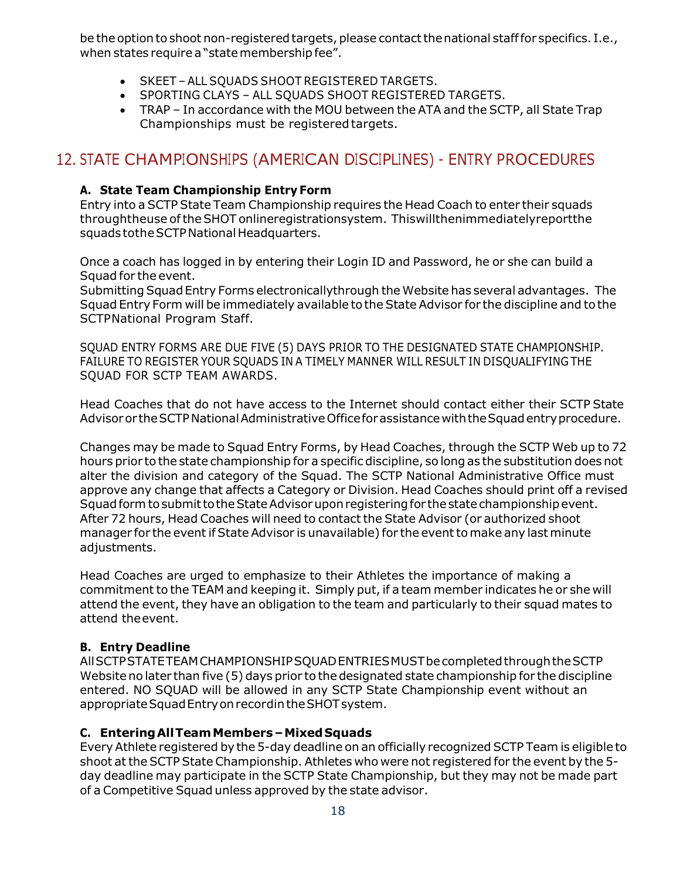be the option to shoot non-registered targets, please contact the national staff for specifics. I.e., when states require a "state membership fee".

- SKEET – ALL SQUADS SHOOT REGISTERED TARGETS.
- SPORTING CLAYS – ALL SQUADS SHOOT REGISTERED TARGETS.
- TRAP – In accordance with the MOU between the ATA and the SCTP, all State Trap Championships must be registered targets.

## 12. STATE CHAMPIONSHIPS (AMERICAN DISCIPLINES) - ENTRY PROCEDURES

### A. State Team Championship Entry Form

Entry into a SCTP State Team Championship requires the Head Coach to enter their squads through the use of the SHOT online registration system. This will then immediately report the squads to the SCTP National Headquarters.

Once a coach has logged in by entering their Login ID and Password, he or she can build a Squad for the event.
Submitting Squad Entry Forms electronically through the Website has several advantages. The Squad Entry Form will be immediately available to the State Advisor for the discipline and to the SCTP National Program Staff.

SQUAD ENTRY FORMS ARE DUE FIVE (5) DAYS PRIOR TO THE DESIGNATED STATE CHAMPIONSHIP. FAILURE TO REGISTER YOUR SQUADS IN A TIMELY MANNER WILL RESULT IN DISQUALIFYING THE SQUAD FOR SCTP TEAM AWARDS.

Head Coaches that do not have access to the Internet should contact either their SCTP State Advisor or the SCTP National Administrative Office for assistance with the Squad entry procedure.

Changes may be made to Squad Entry Forms, by Head Coaches, through the SCTP Web up to 72 hours prior to the state championship for a specific discipline, so long as the substitution does not alter the division and category of the Squad. The SCTP National Administrative Office must approve any change that affects a Category or Division. Head Coaches should print off a revised Squad form to submit to the State Advisor upon registering for the state championship event. After 72 hours, Head Coaches will need to contact the State Advisor (or authorized shoot manager for the event if State Advisor is unavailable) for the event to make any last minute adjustments.

Head Coaches are urged to emphasize to their Athletes the importance of making a commitment to the TEAM and keeping it. Simply put, if a team member indicates he or she will attend the event, they have an obligation to the team and particularly to their squad mates to attend the event.

### B. Entry Deadline

All SCTP STATE TEAM CHAMPIONSHIP SQUAD ENTRIES MUST be completed through the SCTP Website no later than five (5) days prior to the designated state championship for the discipline entered. NO SQUAD will be allowed in any SCTP State Championship event without an appropriate Squad Entry on record in the SHOT system.

### C. Entering All Team Members – Mixed Squads

Every Athlete registered by the 5-day deadline on an officially recognized SCTP Team is eligible to shoot at the SCTP State Championship. Athletes who were not registered for the event by the 5-day deadline may participate in the SCTP State Championship, but they may not be made part of a Competitive Squad unless approved by the state advisor.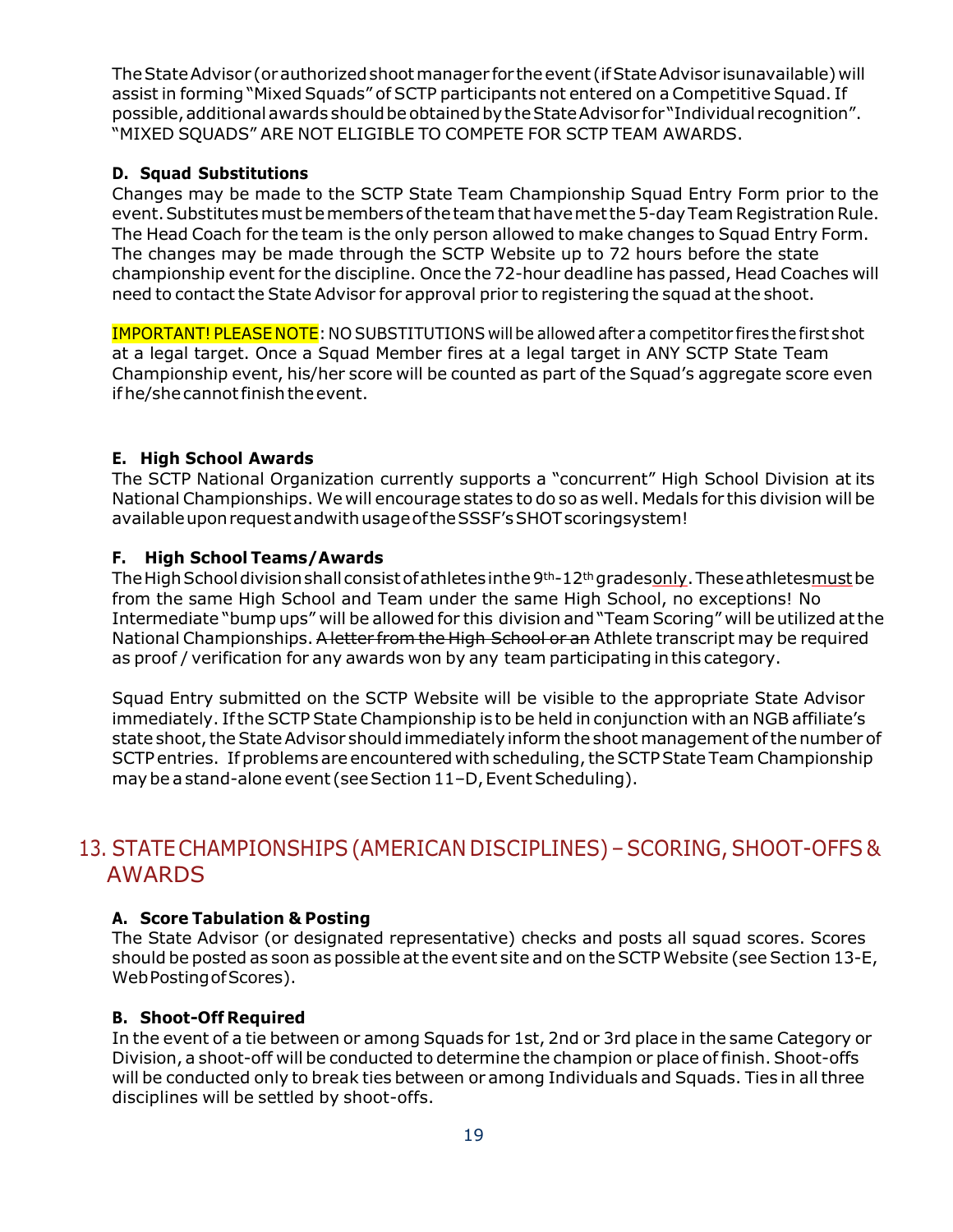The State Advisor (or authorized shoot manager for the event (if State Advisor is unavailable) will assist in forming "Mixed Squads" of SCTP participants not entered on a Competitive Squad. If possible, additional awards should be obtained by the State Advisor for "Individual recognition". "MIXED SQUADS" ARE NOT ELIGIBLE TO COMPETE FOR SCTP TEAM AWARDS.

**D. Squad Substitutions**

Changes may be made to the SCTP State Team Championship Squad Entry Form prior to the event. Substitutes must be members of the team that have met the 5-day Team Registration Rule. The Head Coach for the team is the only person allowed to make changes to Squad Entry Form. The changes may be made through the SCTP Website up to 72 hours before the state championship event for the discipline. Once the 72-hour deadline has passed, Head Coaches will need to contact the State Advisor for approval prior to registering the squad at the shoot.

IMPORTANT! PLEASE NOTE: NO SUBSTITUTIONS will be allowed after a competitor fires the first shot at a legal target. Once a Squad Member fires at a legal target in ANY SCTP State Team Championship event, his/her score will be counted as part of the Squad's aggregate score even if he/she cannot finish the event.

**E. High School Awards**

The SCTP National Organization currently supports a "concurrent" High School Division at its National Championships. We will encourage states to do so as well. Medals for this division will be available upon request and with usage of the SSSF's SHOT scoring system!

**F. High School Teams/Awards**

The High School division shall consist of athletes in the 9th-12th grades only. These athletes must be from the same High School and Team under the same High School, no exceptions! No Intermediate "bump ups" will be allowed for this division and "Team Scoring" will be utilized at the National Championships. ~~A letter from the High School or an~~ Athlete transcript may be required as proof / verification for any awards won by any team participating in this category.

Squad Entry submitted on the SCTP Website will be visible to the appropriate State Advisor immediately. If the SCTP State Championship is to be held in conjunction with an NGB affiliate's state shoot, the State Advisor should immediately inform the shoot management of the number of SCTP entries. If problems are encountered with scheduling, the SCTP State Team Championship may be a stand-alone event (see Section 11–D, Event Scheduling).

## 13. STATE CHAMPIONSHIPS (AMERICAN DISCIPLINES) – SCORING, SHOOT-OFFS & AWARDS

**A. Score Tabulation & Posting**

The State Advisor (or designated representative) checks and posts all squad scores. Scores should be posted as soon as possible at the event site and on the SCTP Website (see Section 13-E, Web Posting of Scores).

**B. Shoot-Off Required**

In the event of a tie between or among Squads for 1st, 2nd or 3rd place in the same Category or Division, a shoot-off will be conducted to determine the champion or place of finish. Shoot-offs will be conducted only to break ties between or among Individuals and Squads. Ties in all three disciplines will be settled by shoot-offs.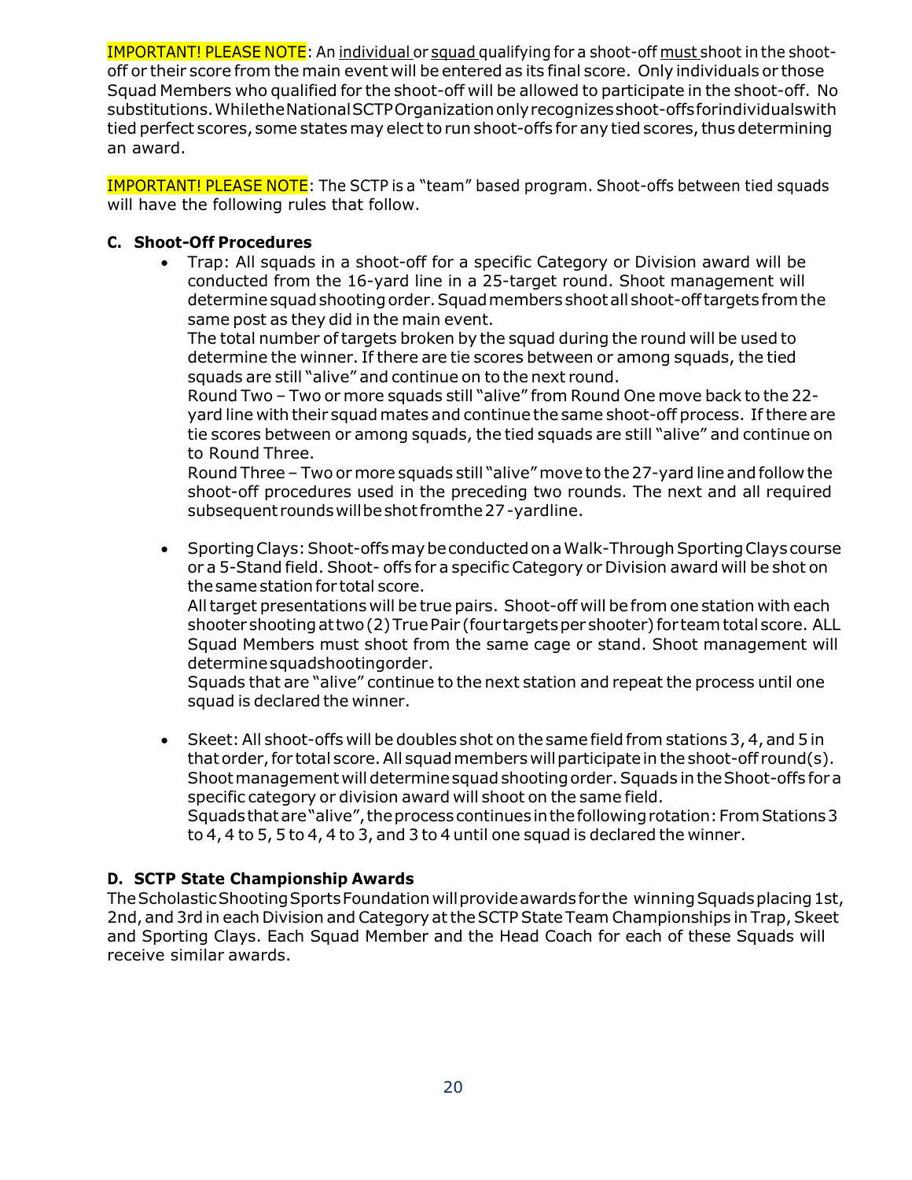IMPORTANT! PLEASE NOTE: An individual or squad qualifying for a shoot-off must shoot in the shoot-off or their score from the main event will be entered as its final score. Only individuals or those Squad Members who qualified for the shoot-off will be allowed to participate in the shoot-off. No substitutions. While the National SCTP Organization only recognizes shoot-offs for individuals with tied perfect scores, some states may elect to run shoot-offs for any tied scores, thus determining an award.

IMPORTANT! PLEASE NOTE: The SCTP is a "team" based program. Shoot-offs between tied squads will have the following rules that follow.

### C. Shoot-Off Procedures

- Trap: All squads in a shoot-off for a specific Category or Division award will be conducted from the 16-yard line in a 25-target round. Shoot management will determine squad shooting order. Squad members shoot all shoot-off targets from the same post as they did in the main event.
  The total number of targets broken by the squad during the round will be used to determine the winner. If there are tie scores between or among squads, the tied squads are still "alive" and continue on to the next round.
  Round Two – Two or more squads still "alive" from Round One move back to the 22-yard line with their squad mates and continue the same shoot-off process. If there are tie scores between or among squads, the tied squads are still "alive" and continue on to Round Three.
  Round Three – Two or more squads still "alive" move to the 27-yard line and follow the shoot-off procedures used in the preceding two rounds. The next and all required subsequent rounds will be shot from the 27-yard line.

- Sporting Clays: Shoot-offs may be conducted on a Walk-Through Sporting Clays course or a 5-Stand field. Shoot- offs for a specific Category or Division award will be shot on the same station for total score.
  All target presentations will be true pairs. Shoot-off will be from one station with each shooter shooting at two (2) True Pair (four targets per shooter) for team total score. ALL Squad Members must shoot from the same cage or stand. Shoot management will determine squad shooting order.
  Squads that are "alive" continue to the next station and repeat the process until one squad is declared the winner.

- Skeet: All shoot-offs will be doubles shot on the same field from stations 3, 4, and 5 in that order, for total score. All squad members will participate in the shoot-off round(s). Shoot management will determine squad shooting order. Squads in the Shoot-offs for a specific category or division award will shoot on the same field.
  Squads that are "alive", the process continues in the following rotation: From Stations 3 to 4, 4 to 5, 5 to 4, 4 to 3, and 3 to 4 until one squad is declared the winner.

### D. SCTP State Championship Awards

The Scholastic Shooting Sports Foundation will provide awards for the winning Squads placing 1st, 2nd, and 3rd in each Division and Category at the SCTP State Team Championships in Trap, Skeet and Sporting Clays. Each Squad Member and the Head Coach for each of these Squads will receive similar awards.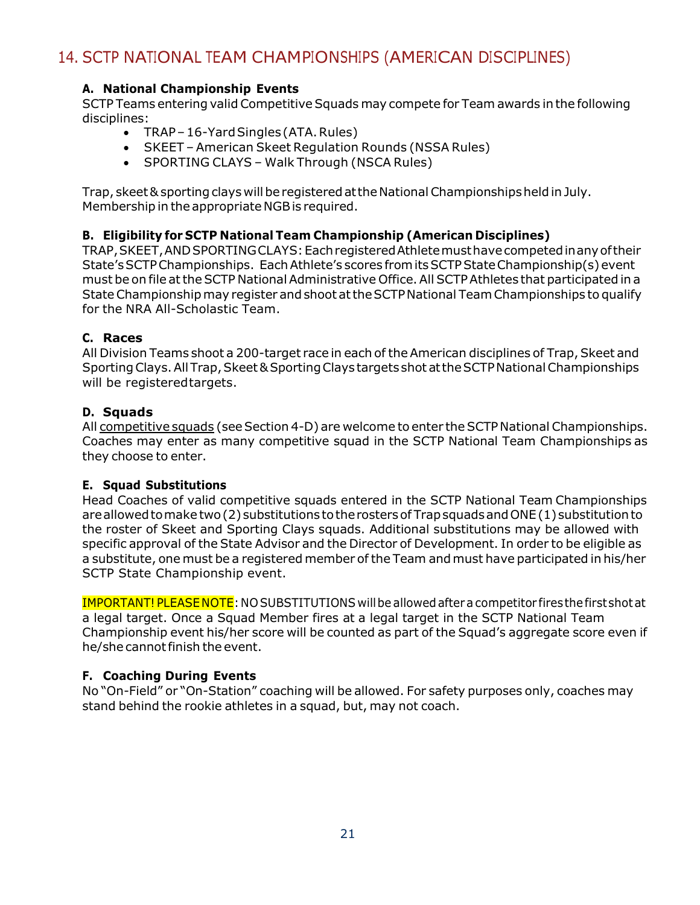## 14. SCTP NATIONAL TEAM CHAMPIONSHIPS (AMERICAN DISCIPLINES)

### A. National Championship Events

SCTP Teams entering valid Competitive Squads may compete for Team awards in the following disciplines:

- TRAP – 16-Yard Singles (ATA. Rules)
- SKEET – American Skeet Regulation Rounds (NSSA Rules)
- SPORTING CLAYS – Walk Through (NSCA Rules)

Trap, skeet & sporting clays will be registered at the National Championships held in July. Membership in the appropriate NGB is required.

### B. Eligibility for SCTP National Team Championship (American Disciplines)

TRAP, SKEET, AND SPORTING CLAYS: Each registered Athlete must have competed in any of their State's SCTP Championships. Each Athlete's scores from its SCTP State Championship(s) event must be on file at the SCTP National Administrative Office. All SCTP Athletes that participated in a State Championship may register and shoot at the SCTP National Team Championships to qualify for the NRA All-Scholastic Team.

### C. Races

All Division Teams shoot a 200-target race in each of the American disciplines of Trap, Skeet and Sporting Clays. All Trap, Skeet & Sporting Clays targets shot at the SCTP National Championships will be registered targets.

### D. Squads

All competitive squads (see Section 4-D) are welcome to enter the SCTP National Championships. Coaches may enter as many competitive squad in the SCTP National Team Championships as they choose to enter.

### E. Squad Substitutions

Head Coaches of valid competitive squads entered in the SCTP National Team Championships are allowed to make two (2) substitutions to the rosters of Trap squads and ONE (1) substitution to the roster of Skeet and Sporting Clays squads. Additional substitutions may be allowed with specific approval of the State Advisor and the Director of Development. In order to be eligible as a substitute, one must be a registered member of the Team and must have participated in his/her SCTP State Championship event.

IMPORTANT! PLEASE NOTE: NO SUBSTITUTIONS will be allowed after a competitor fires the first shot at a legal target. Once a Squad Member fires at a legal target in the SCTP National Team Championship event his/her score will be counted as part of the Squad's aggregate score even if he/she cannot finish the event.

### F. Coaching During Events

No "On-Field" or "On-Station" coaching will be allowed. For safety purposes only, coaches may stand behind the rookie athletes in a squad, but, may not coach.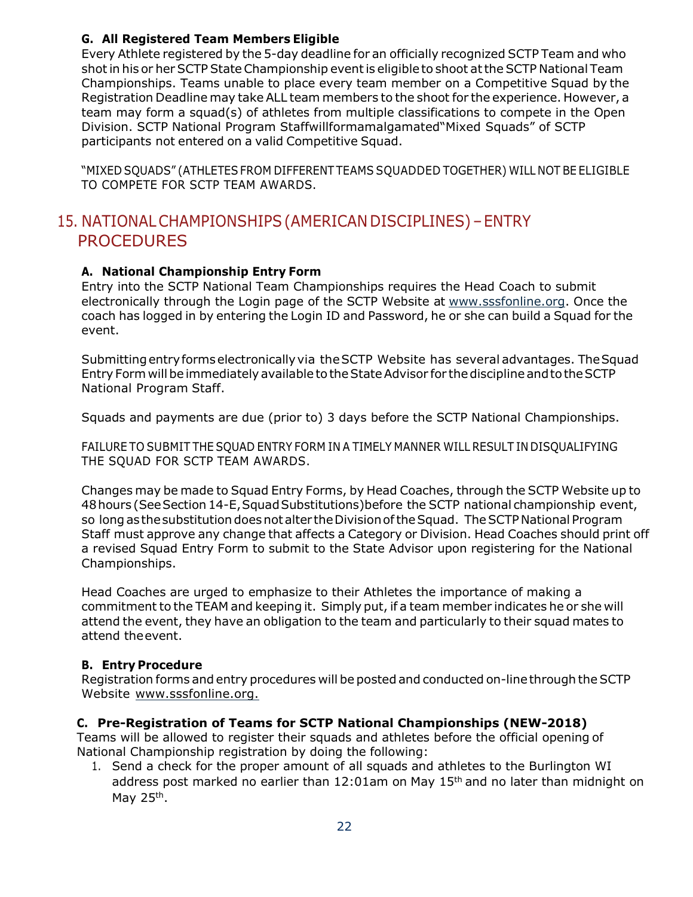**G. All Registered Team Members Eligible**

Every Athlete registered by the 5-day deadline for an officially recognized SCTP Team and who shot in his or her SCTP State Championship event is eligible to shoot at the SCTP National Team Championships. Teams unable to place every team member on a Competitive Squad by the Registration Deadline may take ALL team members to the shoot for the experience. However, a team may form a squad(s) of athletes from multiple classifications to compete in the Open Division. SCTP National Program Staffwillformamalgamated"Mixed Squads" of SCTP participants not entered on a valid Competitive Squad.

"MIXED SQUADS" (ATHLETES FROM DIFFERENT TEAMS SQUADDED TOGETHER) WILL NOT BE ELIGIBLE TO COMPETE FOR SCTP TEAM AWARDS.

## 15. NATIONAL CHAMPIONSHIPS (AMERICAN DISCIPLINES) – ENTRY PROCEDURES

**A. National Championship Entry Form**

Entry into the SCTP National Team Championships requires the Head Coach to submit electronically through the Login page of the SCTP Website at www.sssfonline.org. Once the coach has logged in by entering the Login ID and Password, he or she can build a Squad for the event.

Submitting entry forms electronically via the SCTP Website has several advantages. The Squad Entry Form will be immediately available to the State Advisor for the discipline and to the SCTP National Program Staff.

Squads and payments are due (prior to) 3 days before the SCTP National Championships.

FAILURE TO SUBMIT THE SQUAD ENTRY FORM IN A TIMELY MANNER WILL RESULT IN DISQUALIFYING THE SQUAD FOR SCTP TEAM AWARDS.

Changes may be made to Squad Entry Forms, by Head Coaches, through the SCTP Website up to 48 hours (See Section 14-E, Squad Substitutions) before the SCTP national championship event, so long as the substitution does not alter the Division of the Squad. The SCTP National Program Staff must approve any change that affects a Category or Division. Head Coaches should print off a revised Squad Entry Form to submit to the State Advisor upon registering for the National Championships.

Head Coaches are urged to emphasize to their Athletes the importance of making a commitment to the TEAM and keeping it. Simply put, if a team member indicates he or she will attend the event, they have an obligation to the team and particularly to their squad mates to attend the event.

**B. Entry Procedure**

Registration forms and entry procedures will be posted and conducted on-line through the SCTP Website www.sssfonline.org.

**C. Pre-Registration of Teams for SCTP National Championships (NEW-2018)**

Teams will be allowed to register their squads and athletes before the official opening of National Championship registration by doing the following:

1. Send a check for the proper amount of all squads and athletes to the Burlington WI address post marked no earlier than 12:01am on May 15th and no later than midnight on May 25th.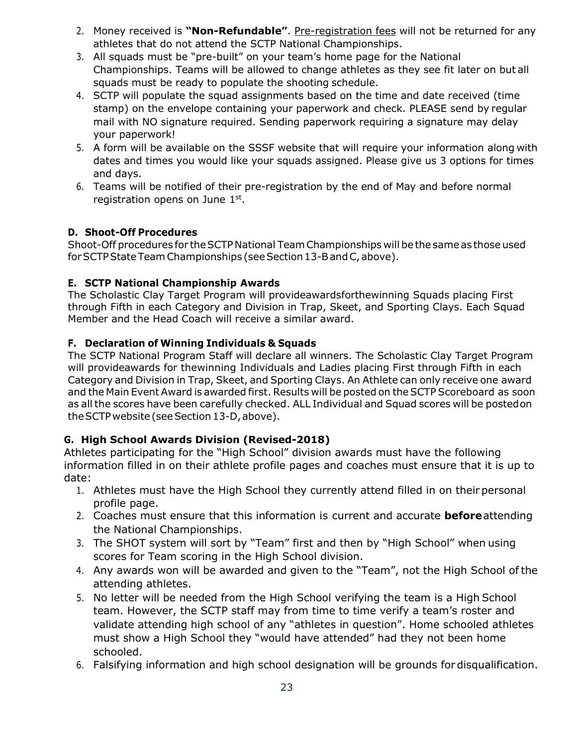2. Money received is **"Non-Refundable"**. Pre-registration fees will not be returned for any athletes that do not attend the SCTP National Championships.
3. All squads must be "pre-built" on your team's home page for the National Championships. Teams will be allowed to change athletes as they see fit later on but all squads must be ready to populate the shooting schedule.
4. SCTP will populate the squad assignments based on the time and date received (time stamp) on the envelope containing your paperwork and check. PLEASE send by regular mail with NO signature required. Sending paperwork requiring a signature may delay your paperwork!
5. A form will be available on the SSSF website that will require your information along with dates and times you would like your squads assigned. Please give us 3 options for times and days.
6. Teams will be notified of their pre-registration by the end of May and before normal registration opens on June 1st.

#### D. Shoot-Off Procedures

Shoot-Off procedures for the SCTP National Team Championships will be the same as those used for SCTP State Team Championships (see Section 13-B and C, above).

#### E. SCTP National Championship Awards

The Scholastic Clay Target Program will provideawardsforthewinning Squads placing First through Fifth in each Category and Division in Trap, Skeet, and Sporting Clays. Each Squad Member and the Head Coach will receive a similar award.

#### F. Declaration of Winning Individuals & Squads

The SCTP National Program Staff will declare all winners. The Scholastic Clay Target Program will provideawards for thewinning Individuals and Ladies placing First through Fifth in each Category and Division in Trap, Skeet, and Sporting Clays. An Athlete can only receive one award and the Main Event Award is awarded first. Results will be posted on the SCTP Scoreboard as soon as all the scores have been carefully checked. ALL Individual and Squad scores will be postedon the SCTP website (see Section 13-D, above).

#### G. High School Awards Division (Revised-2018)

Athletes participating for the "High School" division awards must have the following information filled in on their athlete profile pages and coaches must ensure that it is up to date:

1. Athletes must have the High School they currently attend filled in on their personal profile page.
2. Coaches must ensure that this information is current and accurate **before** attending the National Championships.
3. The SHOT system will sort by "Team" first and then by "High School" when using scores for Team scoring in the High School division.
4. Any awards won will be awarded and given to the "Team", not the High School of the attending athletes.
5. No letter will be needed from the High School verifying the team is a High School team. However, the SCTP staff may from time to time verify a team's roster and validate attending high school of any "athletes in question". Home schooled athletes must show a High School they "would have attended" had they not been home schooled.
6. Falsifying information and high school designation will be grounds for disqualification.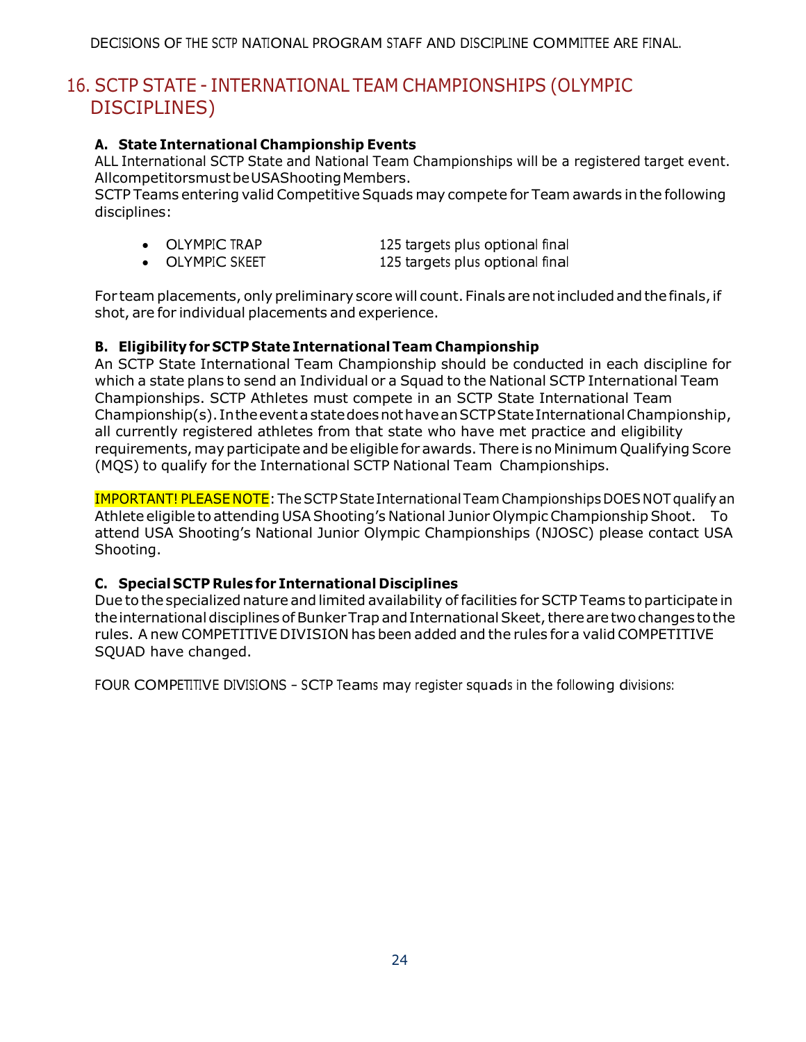DECISIONS OF THE SCTP NATIONAL PROGRAM STAFF AND DISCIPLINE COMMITTEE ARE FINAL.

## 16. SCTP STATE - INTERNATIONAL TEAM CHAMPIONSHIPS (OLYMPIC DISCIPLINES)

### A. State International Championship Events

ALL International SCTP State and National Team Championships will be a registered target event. All competitors must be USA Shooting Members.

SCTP Teams entering valid Competitive Squads may compete for Team awards in the following disciplines:

- OLYMPIC TRAP — 125 targets plus optional final
- OLYMPIC SKEET — 125 targets plus optional final

For team placements, only preliminary score will count. Finals are not included and the finals, if shot, are for individual placements and experience.

### B. Eligibility for SCTP State International Team Championship

An SCTP State International Team Championship should be conducted in each discipline for which a state plans to send an Individual or a Squad to the National SCTP International Team Championships. SCTP Athletes must compete in an SCTP State International Team Championship(s). In the event a state does not have an SCTP State International Championship, all currently registered athletes from that state who have met practice and eligibility requirements, may participate and be eligible for awards. There is no Minimum Qualifying Score (MQS) to qualify for the International SCTP National Team Championships.

IMPORTANT! PLEASE NOTE: The SCTP State International Team Championships DOES NOT qualify an Athlete eligible to attending USA Shooting's National Junior Olympic Championship Shoot. To attend USA Shooting's National Junior Olympic Championships (NJOSC) please contact USA Shooting.

### C. Special SCTP Rules for International Disciplines

Due to the specialized nature and limited availability of facilities for SCTP Teams to participate in the international disciplines of Bunker Trap and International Skeet, there are two changes to the rules. A new COMPETITIVE DIVISION has been added and the rules for a valid COMPETITIVE SQUAD have changed.

FOUR COMPETITIVE DIVISIONS – SCTP Teams may register squads in the following divisions: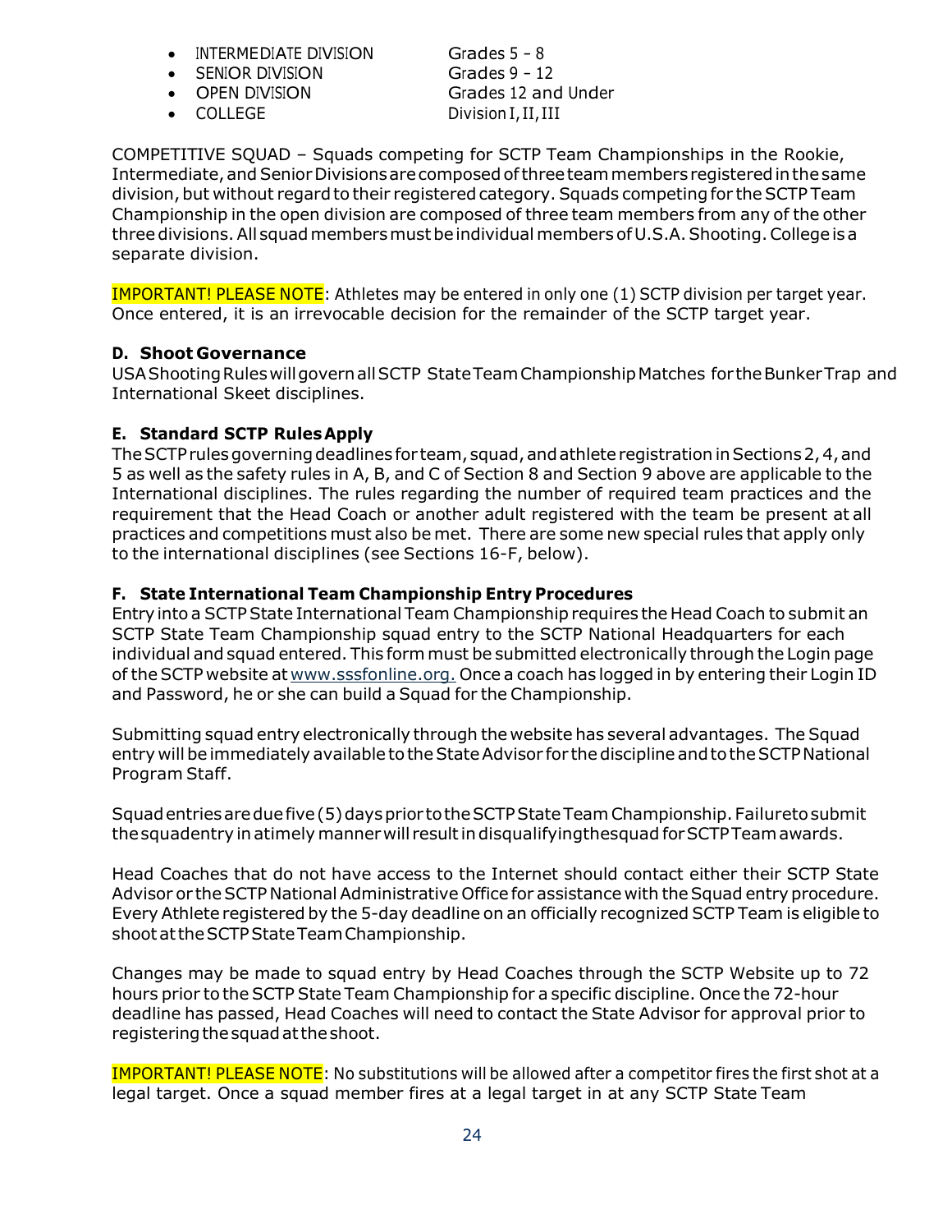- INTERMEDIATE DIVISION Grades 5 - 8
- SENIOR DIVISION Grades 9 - 12
- OPEN DIVISION Grades 12 and Under
- COLLEGE Division I, II, III

COMPETITIVE SQUAD – Squads competing for SCTP Team Championships in the Rookie, Intermediate, and Senior Divisions are composed of three team members registered in the same division, but without regard to their registered category. Squads competing for the SCTP Team Championship in the open division are composed of three team members from any of the other three divisions. All squad members must be individual members of U.S.A. Shooting. College is a separate division.

IMPORTANT! PLEASE NOTE: Athletes may be entered in only one (1) SCTP division per target year. Once entered, it is an irrevocable decision for the remainder of the SCTP target year.

### D. Shoot Governance

USA Shooting Rules will govern all SCTP State Team Championship Matches for the Bunker Trap and International Skeet disciplines.

### E. Standard SCTP Rules Apply

The SCTP rules governing deadlines for team, squad, and athlete registration in Sections 2, 4, and 5 as well as the safety rules in A, B, and C of Section 8 and Section 9 above are applicable to the International disciplines. The rules regarding the number of required team practices and the requirement that the Head Coach or another adult registered with the team be present at all practices and competitions must also be met. There are some new special rules that apply only to the international disciplines (see Sections 16-F, below).

### F. State International Team Championship Entry Procedures

Entry into a SCTP State International Team Championship requires the Head Coach to submit an SCTP State Team Championship squad entry to the SCTP National Headquarters for each individual and squad entered. This form must be submitted electronically through the Login page of the SCTP website at www.sssfonline.org. Once a coach has logged in by entering their Login ID and Password, he or she can build a Squad for the Championship.

Submitting squad entry electronically through the website has several advantages. The Squad entry will be immediately available to the State Advisor for the discipline and to the SCTP National Program Staff.

Squad entries are due five (5) days prior to the SCTP State Team Championship. Failure to submit the squad entry in a timely manner will result in disqualifying the squad for SCTP Team awards.

Head Coaches that do not have access to the Internet should contact either their SCTP State Advisor or the SCTP National Administrative Office for assistance with the Squad entry procedure. Every Athlete registered by the 5-day deadline on an officially recognized SCTP Team is eligible to shoot at the SCTP State Team Championship.

Changes may be made to squad entry by Head Coaches through the SCTP Website up to 72 hours prior to the SCTP State Team Championship for a specific discipline. Once the 72-hour deadline has passed, Head Coaches will need to contact the State Advisor for approval prior to registering the squad at the shoot.

IMPORTANT! PLEASE NOTE: No substitutions will be allowed after a competitor fires the first shot at a legal target. Once a squad member fires at a legal target in at any SCTP State Team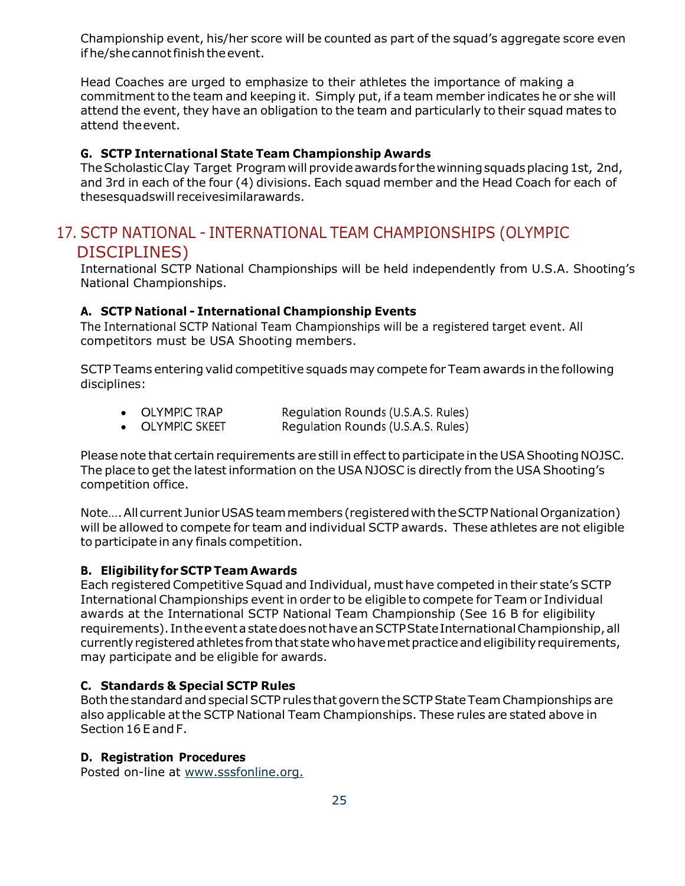Championship event, his/her score will be counted as part of the squad's aggregate score even if he/she cannot finish the event.

Head Coaches are urged to emphasize to their athletes the importance of making a commitment to the team and keeping it. Simply put, if a team member indicates he or she will attend the event, they have an obligation to the team and particularly to their squad mates to attend the event.

**G. SCTP International State Team Championship Awards**

The Scholastic Clay Target Program will provide awards for the winning squads placing 1st, 2nd, and 3rd in each of the four (4) divisions. Each squad member and the Head Coach for each of these squads will receive similar awards.

## 17. SCTP NATIONAL - INTERNATIONAL TEAM CHAMPIONSHIPS (OLYMPIC DISCIPLINES)

International SCTP National Championships will be held independently from U.S.A. Shooting's National Championships.

**A. SCTP National - International Championship Events**

The International SCTP National Team Championships will be a registered target event. All competitors must be USA Shooting members.

SCTP Teams entering valid competitive squads may compete for Team awards in the following disciplines:

- OLYMPIC TRAP Regulation Rounds (U.S.A.S. Rules)
- OLYMPIC SKEET Regulation Rounds (U.S.A.S. Rules)

Please note that certain requirements are still in effect to participate in the USA Shooting NOJSC. The place to get the latest information on the USA NJOSC is directly from the USA Shooting's competition office.

Note…. All current Junior USAS team members (registered with the SCTP National Organization) will be allowed to compete for team and individual SCTP awards. These athletes are not eligible to participate in any finals competition.

**B. Eligibility for SCTP Team Awards**

Each registered Competitive Squad and Individual, must have competed in their state's SCTP International Championships event in order to be eligible to compete for Team or Individual awards at the International SCTP National Team Championship (See 16 B for eligibility requirements). In the event a state does not have an SCTP State International Championship, all currently registered athletes from that state who have met practice and eligibility requirements, may participate and be eligible for awards.

**C. Standards & Special SCTP Rules**

Both the standard and special SCTP rules that govern the SCTP State Team Championships are also applicable at the SCTP National Team Championships. These rules are stated above in Section 16 E and F.

**D. Registration Procedures**

Posted on-line at www.sssfonline.org.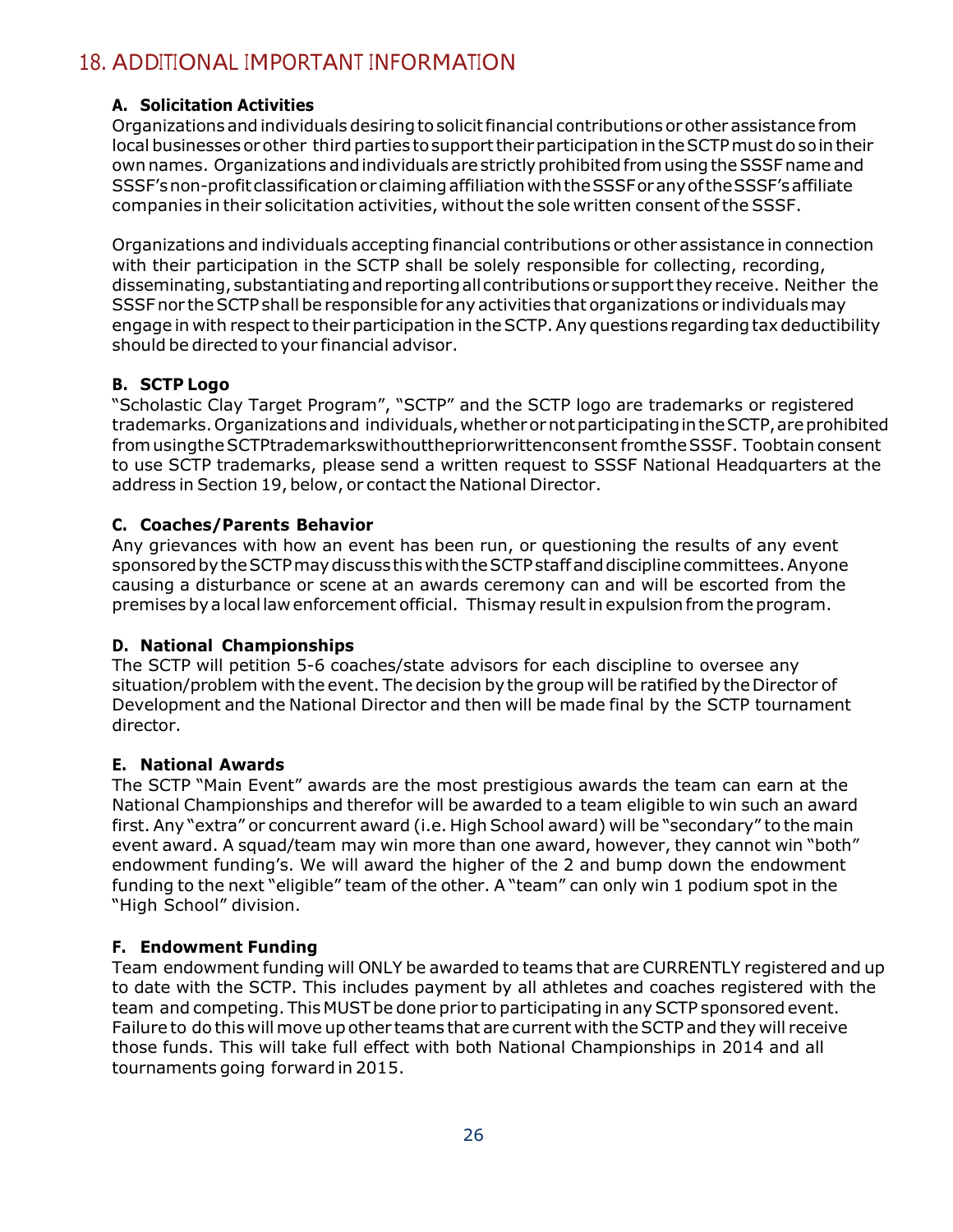## 18. ADDITIONAL IMPORTANT INFORMATION

### A. Solicitation Activities

Organizations and individuals desiring to solicit financial contributions or other assistance from local businesses or other third parties to support their participation in the SCTP must do so in their own names. Organizations and individuals are strictly prohibited from using the SSSF name and SSSF's non-profit classification or claiming affiliation with the SSSF or any of the SSSF's affiliate companies in their solicitation activities, without the sole written consent of the SSSF.

Organizations and individuals accepting financial contributions or other assistance in connection with their participation in the SCTP shall be solely responsible for collecting, recording, disseminating, substantiating and reporting all contributions or support they receive. Neither the SSSF nor the SCTP shall be responsible for any activities that organizations or individuals may engage in with respect to their participation in the SCTP. Any questions regarding tax deductibility should be directed to your financial advisor.

### B. SCTP Logo

"Scholastic Clay Target Program", "SCTP" and the SCTP logo are trademarks or registered trademarks. Organizations and individuals, whether or not participating in the SCTP, are prohibited from using the SCTP trademarks without the prior written consent from the SSSF. To obtain consent to use SCTP trademarks, please send a written request to SSSF National Headquarters at the address in Section 19, below, or contact the National Director.

### C. Coaches/Parents Behavior

Any grievances with how an event has been run, or questioning the results of any event sponsored by the SCTP may discuss this with the SCTP staff and discipline committees. Anyone causing a disturbance or scene at an awards ceremony can and will be escorted from the premises by a local law enforcement official. This may result in expulsion from the program.

### D. National Championships

The SCTP will petition 5-6 coaches/state advisors for each discipline to oversee any situation/problem with the event. The decision by the group will be ratified by the Director of Development and the National Director and then will be made final by the SCTP tournament director.

### E. National Awards

The SCTP "Main Event" awards are the most prestigious awards the team can earn at the National Championships and therefor will be awarded to a team eligible to win such an award first. Any "extra" or concurrent award (i.e. High School award) will be "secondary" to the main event award. A squad/team may win more than one award, however, they cannot win "both" endowment funding's. We will award the higher of the 2 and bump down the endowment funding to the next "eligible" team of the other. A "team" can only win 1 podium spot in the "High School" division.

### F. Endowment Funding

Team endowment funding will ONLY be awarded to teams that are CURRENTLY registered and up to date with the SCTP. This includes payment by all athletes and coaches registered with the team and competing. This MUST be done prior to participating in any SCTP sponsored event. Failure to do this will move up other teams that are current with the SCTP and they will receive those funds. This will take full effect with both National Championships in 2014 and all tournaments going forward in 2015.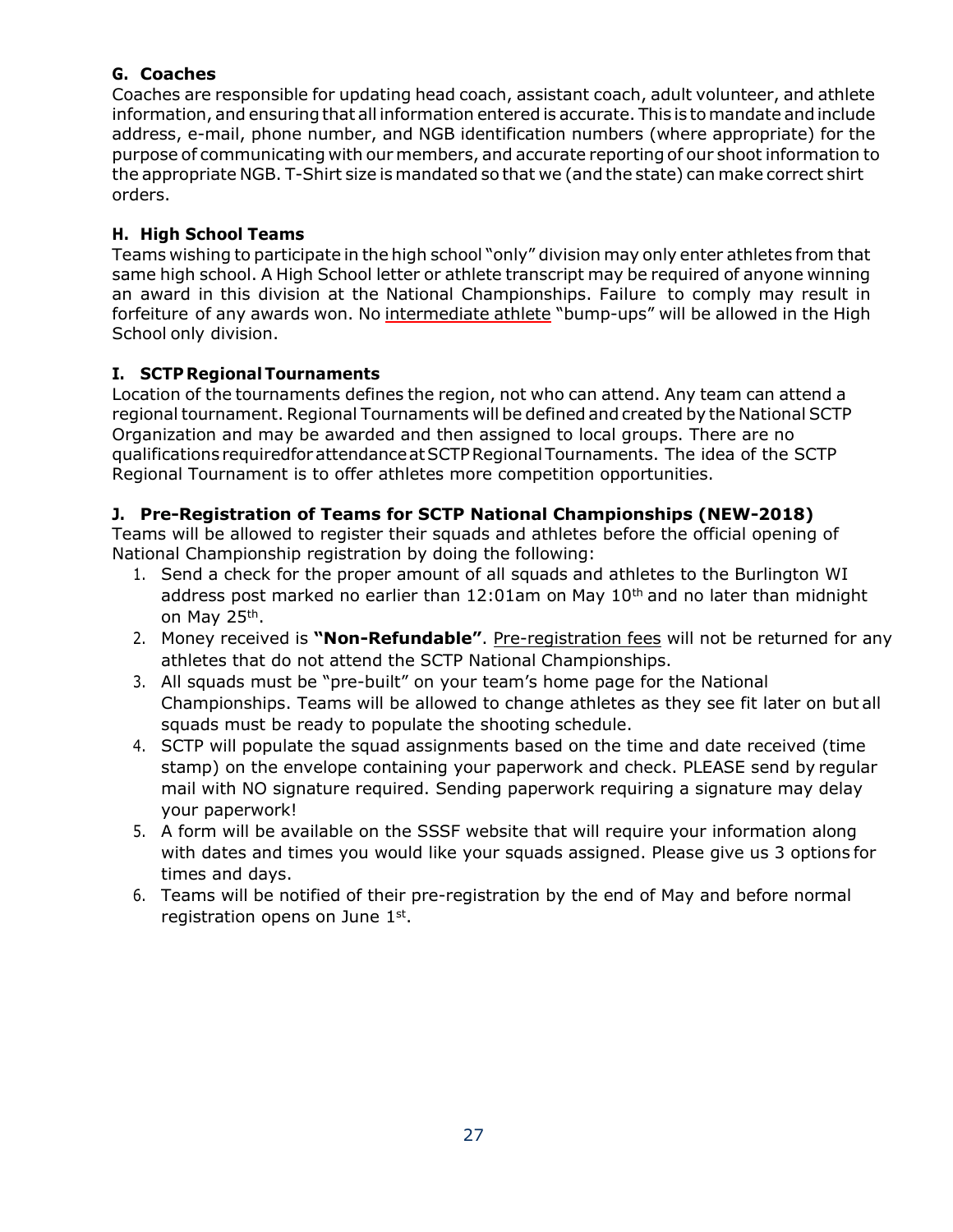### G. Coaches

Coaches are responsible for updating head coach, assistant coach, adult volunteer, and athlete information, and ensuring that all information entered is accurate. This is to mandate and include address, e-mail, phone number, and NGB identification numbers (where appropriate) for the purpose of communicating with our members, and accurate reporting of our shoot information to the appropriate NGB. T-Shirt size is mandated so that we (and the state) can make correct shirt orders.

### H. High School Teams

Teams wishing to participate in the high school "only" division may only enter athletes from that same high school. A High School letter or athlete transcript may be required of anyone winning an award in this division at the National Championships. Failure to comply may result in forfeiture of any awards won. No intermediate athlete "bump-ups" will be allowed in the High School only division.

### I. SCTP Regional Tournaments

Location of the tournaments defines the region, not who can attend. Any team can attend a regional tournament. Regional Tournaments will be defined and created by the National SCTP Organization and may be awarded and then assigned to local groups. There are no qualifications requiredfor attendance at SCTP Regional Tournaments. The idea of the SCTP Regional Tournament is to offer athletes more competition opportunities.

### J. Pre-Registration of Teams for SCTP National Championships (NEW-2018)

Teams will be allowed to register their squads and athletes before the official opening of National Championship registration by doing the following:

1. Send a check for the proper amount of all squads and athletes to the Burlington WI address post marked no earlier than 12:01am on May 10th and no later than midnight on May 25th.
2. Money received is **"Non-Refundable"**. Pre-registration fees will not be returned for any athletes that do not attend the SCTP National Championships.
3. All squads must be "pre-built" on your team's home page for the National Championships. Teams will be allowed to change athletes as they see fit later on but all squads must be ready to populate the shooting schedule.
4. SCTP will populate the squad assignments based on the time and date received (time stamp) on the envelope containing your paperwork and check. PLEASE send by regular mail with NO signature required. Sending paperwork requiring a signature may delay your paperwork!
5. A form will be available on the SSSF website that will require your information along with dates and times you would like your squads assigned. Please give us 3 options for times and days.
6. Teams will be notified of their pre-registration by the end of May and before normal registration opens on June 1st.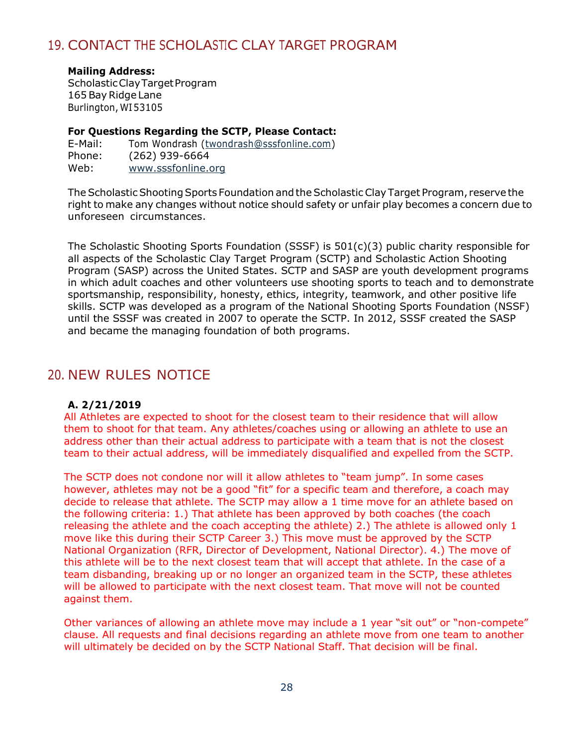## 19. CONTACT THE SCHOLASTIC CLAY TARGET PROGRAM

**Mailing Address:**
Scholastic Clay Target Program
165 Bay Ridge Lane
Burlington, WI 53105

**For Questions Regarding the SCTP, Please Contact:**
E-Mail: Tom Wondrash (twondrash@sssfonline.com)
Phone: (262) 939-6664
Web: www.sssfonline.org

The Scholastic Shooting Sports Foundation and the Scholastic Clay Target Program, reserve the right to make any changes without notice should safety or unfair play becomes a concern due to unforeseen circumstances.

The Scholastic Shooting Sports Foundation (SSSF) is 501(c)(3) public charity responsible for all aspects of the Scholastic Clay Target Program (SCTP) and Scholastic Action Shooting Program (SASP) across the United States. SCTP and SASP are youth development programs in which adult coaches and other volunteers use shooting sports to teach and to demonstrate sportsmanship, responsibility, honesty, ethics, integrity, teamwork, and other positive life skills. SCTP was developed as a program of the National Shooting Sports Foundation (NSSF) until the SSSF was created in 2007 to operate the SCTP. In 2012, SSSF created the SASP and became the managing foundation of both programs.

## 20. NEW RULES NOTICE

**A. 2/21/2019**

All Athletes are expected to shoot for the closest team to their residence that will allow them to shoot for that team. Any athletes/coaches using or allowing an athlete to use an address other than their actual address to participate with a team that is not the closest team to their actual address, will be immediately disqualified and expelled from the SCTP.

The SCTP does not condone nor will it allow athletes to "team jump". In some cases however, athletes may not be a good "fit" for a specific team and therefore, a coach may decide to release that athlete. The SCTP may allow a 1 time move for an athlete based on the following criteria: 1.) That athlete has been approved by both coaches (the coach releasing the athlete and the coach accepting the athlete) 2.) The athlete is allowed only 1 move like this during their SCTP Career 3.) This move must be approved by the SCTP National Organization (RFR, Director of Development, National Director). 4.) The move of this athlete will be to the next closest team that will accept that athlete. In the case of a team disbanding, breaking up or no longer an organized team in the SCTP, these athletes will be allowed to participate with the next closest team. That move will not be counted against them.

Other variances of allowing an athlete move may include a 1 year "sit out" or "non-compete" clause. All requests and final decisions regarding an athlete move from one team to another will ultimately be decided on by the SCTP National Staff. That decision will be final.